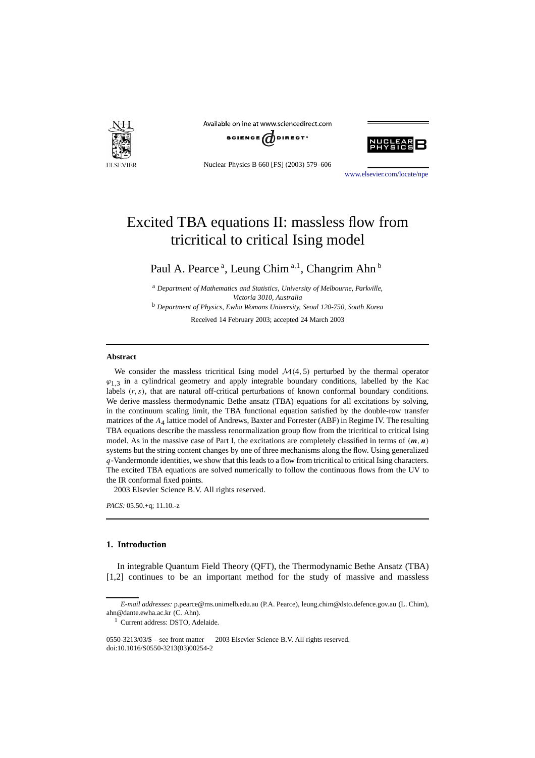# Excited TBA equations II: massless flow from tricritical to critical Ising model

Paul A. Pearce [a], Leung Chim [a,1], Changrim Ahn [b]

[a] *Department of Mathematics and Statistics, University of Melbourne, Parkville, Victoria 3010, Australia*

[b] *Department of Physics, Ewha Womans University, Seoul 120-750, South Korea*

Received 14 February 2003; accepted 24 March 2003

## Abstract

We consider the massless tricritical Ising model $\mathcal{M}(4,5)$ perturbed by the thermal operator $\varphi_{1,3}$ in a cylindrical geometry and apply integrable boundary conditions, labelled by the Kac labels $(r,s)$, that are natural off-critical perturbations of known conformal boundary conditions. We derive massless thermodynamic Bethe ansatz (TBA) equations for all excitations by solving, in the continuum scaling limit, the TBA functional equation satisfied by the double-row transfer matrices of the $A_4$ lattice model of Andrews, Baxter and Forrester (ABF) in Regime IV. The resulting TBA equations describe the massless renormalization group flow from the tricritical to critical Ising model. As in the massive case of Part I, the excitations are completely classified in terms of $(\boldsymbol{m},\boldsymbol{n})$ systems but the string content changes by one of three mechanisms along the flow. Using generalized $q$-Vandermonde identities, we show that this leads to a flow from tricritical to critical Ising characters. The excited TBA equations are solved numerically to follow the continuous flows from the UV to the IR conformal fixed points.

© 2003 Elsevier Science B.V. All rights reserved.

*PACS:* 05.50.+q; 11.10.-z

## 1. Introduction

In integrable Quantum Field Theory (QFT), the Thermodynamic Bethe Ansatz (TBA) [1,2] continues to be an important method for the study of massive and massless

---

*E-mail addresses:* p.pearce@ms.unimelb.edu.au (P.A. Pearce), leung.chim@dsto.defence.gov.au (L. Chim), ahn@dante.ewha.ac.kr (C. Ahn).

[1] Current address: DSTO, Adelaide.

0550-3213/03/$ – see front matter © 2003 Elsevier Science B.V. All rights reserved.
doi:10.1016/S0550-3213(03)00254-2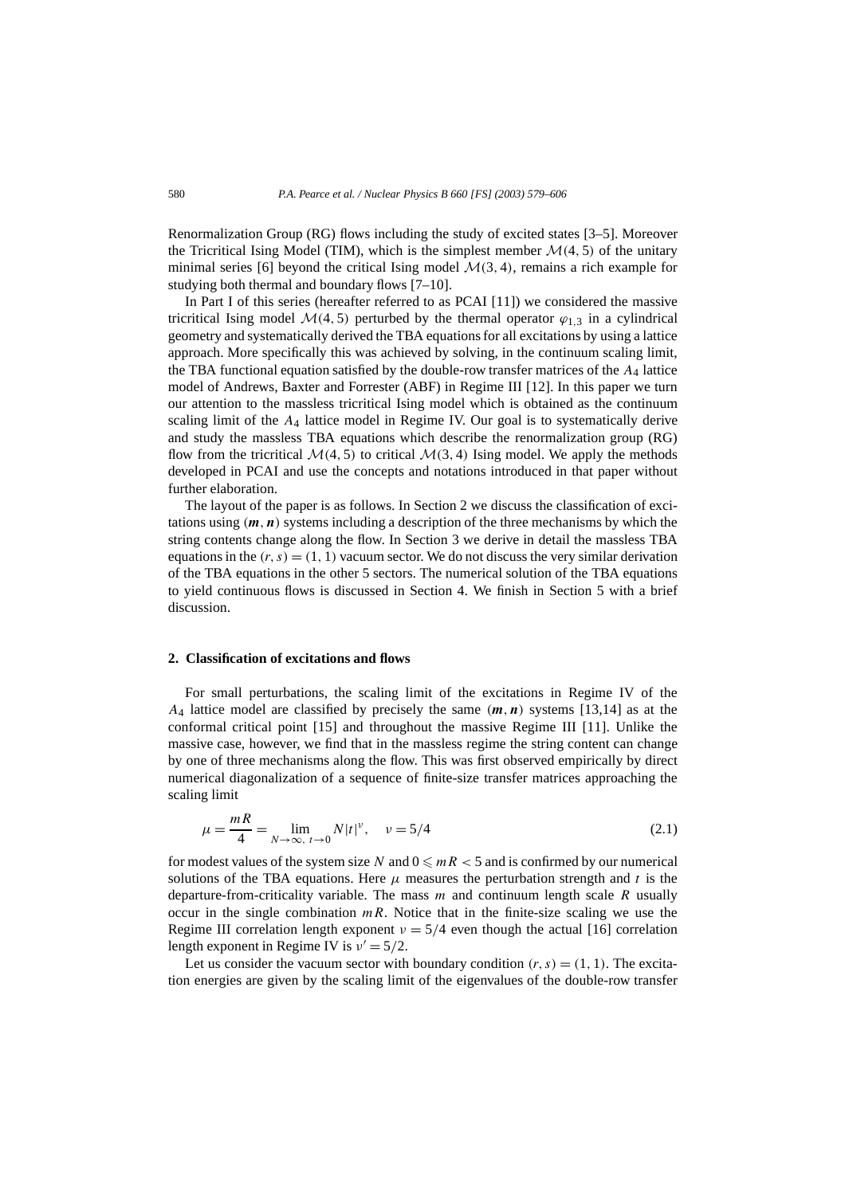Renormalization Group (RG) flows including the study of excited states [3–5]. Moreover the Tricritical Ising Model (TIM), which is the simplest member $\mathcal{M}(4,5)$ of the unitary minimal series [6] beyond the critical Ising model $\mathcal{M}(3,4)$, remains a rich example for studying both thermal and boundary flows [7–10].

In Part I of this series (hereafter referred to as PCAI [11]) we considered the massive tricritical Ising model $\mathcal{M}(4,5)$ perturbed by the thermal operator $\varphi_{1,3}$ in a cylindrical geometry and systematically derived the TBA equations for all excitations by using a lattice approach. More specifically this was achieved by solving, in the continuum scaling limit, the TBA functional equation satisfied by the double-row transfer matrices of the $A_4$ lattice model of Andrews, Baxter and Forrester (ABF) in Regime III [12]. In this paper we turn our attention to the massless tricritical Ising model which is obtained as the continuum scaling limit of the $A_4$ lattice model in Regime IV. Our goal is to systematically derive and study the massless TBA equations which describe the renormalization group (RG) flow from the tricritical $\mathcal{M}(4,5)$ to critical $\mathcal{M}(3,4)$ Ising model. We apply the methods developed in PCAI and use the concepts and notations introduced in that paper without further elaboration.

The layout of the paper is as follows. In Section 2 we discuss the classification of excitations using $(\boldsymbol{m},\boldsymbol{n})$ systems including a description of the three mechanisms by which the string contents change along the flow. In Section 3 we derive in detail the massless TBA equations in the $(r,s)=(1,1)$ vacuum sector. We do not discuss the very similar derivation of the TBA equations in the other 5 sectors. The numerical solution of the TBA equations to yield continuous flows is discussed in Section 4. We finish in Section 5 with a brief discussion.

## 2. Classification of excitations and flows

For small perturbations, the scaling limit of the excitations in Regime IV of the $A_4$ lattice model are classified by precisely the same $(\boldsymbol{m},\boldsymbol{n})$ systems [13,14] as at the conformal critical point [15] and throughout the massive Regime III [11]. Unlike the massive case, however, we find that in the massless regime the string content can change by one of three mechanisms along the flow. This was first observed empirically by direct numerical diagonalization of a sequence of finite-size transfer matrices approaching the scaling limit

$$\mu = \frac{mR}{4} = \lim_{N\to\infty,\ t\to 0} N|t|^{\nu}, \quad \nu = 5/4 \tag{2.1}$$

for modest values of the system size $N$ and $0 \leqslant mR < 5$ and is confirmed by our numerical solutions of the TBA equations. Here $\mu$ measures the perturbation strength and $t$ is the departure-from-criticality variable. The mass $m$ and continuum length scale $R$ usually occur in the single combination $mR$. Notice that in the finite-size scaling we use the Regime III correlation length exponent $\nu = 5/4$ even though the actual [16] correlation length exponent in Regime IV is $\nu' = 5/2$.

Let us consider the vacuum sector with boundary condition $(r,s)=(1,1)$. The excitation energies are given by the scaling limit of the eigenvalues of the double-row transfer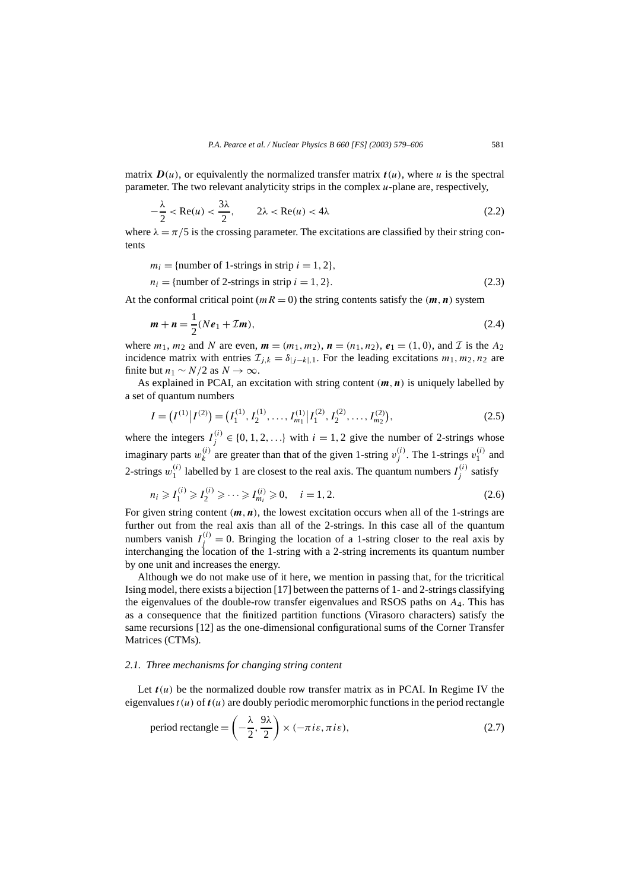matrix $\boldsymbol{D}(u)$, or equivalently the normalized transfer matrix $\boldsymbol{t}(u)$, where $u$ is the spectral parameter. The two relevant analyticity strips in the complex $u$-plane are, respectively,

$$-\frac{\lambda}{2} < \mathrm{Re}(u) < \frac{3\lambda}{2}, \qquad 2\lambda < \mathrm{Re}(u) < 4\lambda \tag{2.2}$$

where $\lambda = \pi/5$ is the crossing parameter. The excitations are classified by their string contents

$$\begin{aligned}
m_i &= \{\text{number of 1-strings in strip } i = 1, 2\}, \\
n_i &= \{\text{number of 2-strings in strip } i = 1, 2\}.
\end{aligned} \tag{2.3}$$

At the conformal critical point ($mR = 0$) the string contents satisfy the $(\boldsymbol{m}, \boldsymbol{n})$ system

$$\boldsymbol{m} + \boldsymbol{n} = \frac{1}{2}(N\boldsymbol{e}_1 + \mathcal{I}\boldsymbol{m}), \tag{2.4}$$

where $m_1$, $m_2$ and $N$ are even, $\boldsymbol{m} = (m_1, m_2)$, $\boldsymbol{n} = (n_1, n_2)$, $\boldsymbol{e}_1 = (1, 0)$, and $\mathcal{I}$ is the $A_2$ incidence matrix with entries $\mathcal{I}_{j,k} = \delta_{|j-k|,1}$. For the leading excitations $m_1, m_2, n_2$ are finite but $n_1 \sim N/2$ as $N \to \infty$.

As explained in PCAI, an excitation with string content $(\boldsymbol{m}, \boldsymbol{n})$ is uniquely labelled by a set of quantum numbers

$$I = \left(I^{(1)} \middle| I^{(2)}\right) = \left(I_1^{(1)}, I_2^{(1)}, \ldots, I_{m_1}^{(1)} \middle| I_1^{(2)}, I_2^{(2)}, \ldots, I_{m_2}^{(2)}\right), \tag{2.5}$$

where the integers $I_j^{(i)} \in \{0, 1, 2, \ldots\}$ with $i = 1, 2$ give the number of 2-strings whose imaginary parts $w_k^{(i)}$ are greater than that of the given 1-string $v_j^{(i)}$. The 1-strings $v_1^{(i)}$ and 2-strings $w_1^{(i)}$ labelled by 1 are closest to the real axis. The quantum numbers $I_j^{(i)}$ satisfy

$$n_i \geqslant I_1^{(i)} \geqslant I_2^{(i)} \geqslant \cdots \geqslant I_{m_i}^{(i)} \geqslant 0, \quad i = 1, 2. \tag{2.6}$$

For given string content $(\boldsymbol{m}, \boldsymbol{n})$, the lowest excitation occurs when all of the 1-strings are further out from the real axis than all of the 2-strings. In this case all of the quantum numbers vanish $I_j^{(i)} = 0$. Bringing the location of a 1-string closer to the real axis by interchanging the location of the 1-string with a 2-string increments its quantum number by one unit and increases the energy.

Although we do not make use of it here, we mention in passing that, for the tricritical Ising model, there exists a bijection [17] between the patterns of 1- and 2-strings classifying the eigenvalues of the double-row transfer eigenvalues and RSOS paths on $A_4$. This has as a consequence that the finitized partition functions (Virasoro characters) satisfy the same recursions [12] as the one-dimensional configurational sums of the Corner Transfer Matrices (CTMs).

### 2.1. Three mechanisms for changing string content

Let $\boldsymbol{t}(u)$ be the normalized double row transfer matrix as in PCAI. In Regime IV the eigenvalues $t(u)$ of $\boldsymbol{t}(u)$ are doubly periodic meromorphic functions in the period rectangle

$$\text{period rectangle} = \left(-\frac{\lambda}{2}, \frac{9\lambda}{2}\right) \times (-\pi i\varepsilon, \pi i\varepsilon), \tag{2.7}$$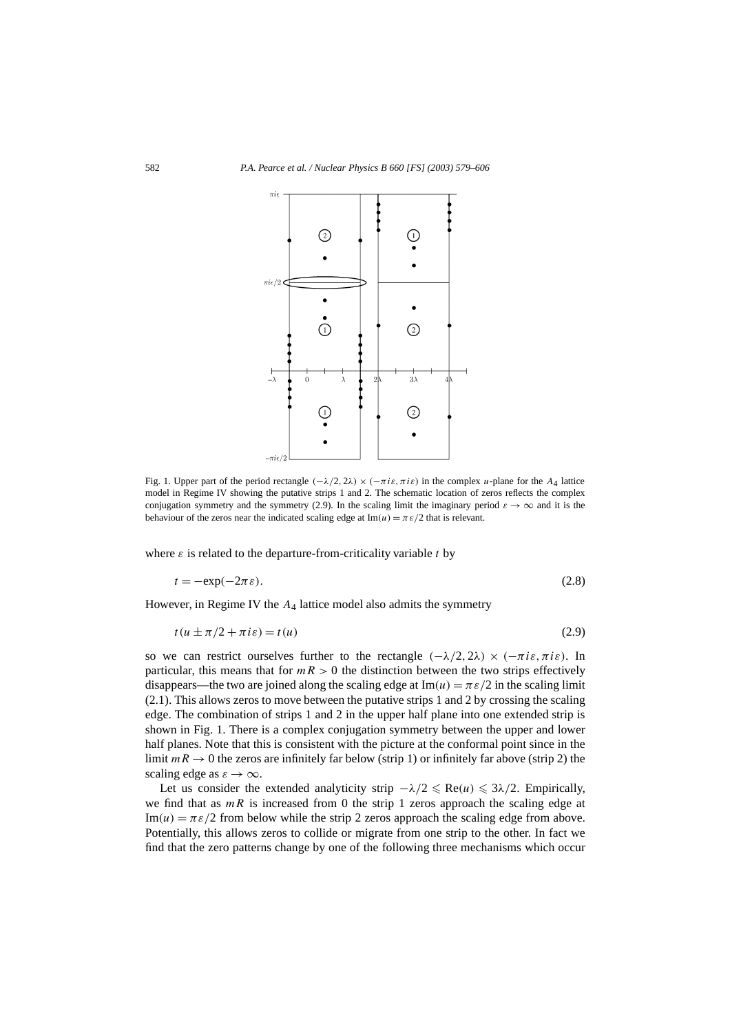Fig. 1. Upper part of the period rectangle $(-\lambda/2, 2\lambda) \times (-\pi i\varepsilon, \pi i\varepsilon)$ in the complex $u$-plane for the $A_4$ lattice model in Regime IV showing the putative strips 1 and 2. The schematic location of zeros reflects the complex conjugation symmetry and the symmetry (2.9). In the scaling limit the imaginary period $\varepsilon \to \infty$ and it is the behaviour of the zeros near the indicated scaling edge at $\mathrm{Im}(u) = \pi\varepsilon/2$ that is relevant.

where $\varepsilon$ is related to the departure-from-criticality variable $t$ by

$$t = -\exp(-2\pi\varepsilon). \tag{2.8}$$

However, in Regime IV the $A_4$ lattice model also admits the symmetry

$$t(u \pm \pi/2 + \pi i\varepsilon) = t(u) \tag{2.9}$$

so we can restrict ourselves further to the rectangle $(-\lambda/2, 2\lambda) \times (-\pi i\varepsilon, \pi i\varepsilon)$. In particular, this means that for $mR > 0$ the distinction between the two strips effectively disappears—the two are joined along the scaling edge at $\mathrm{Im}(u) = \pi\varepsilon/2$ in the scaling limit (2.1). This allows zeros to move between the putative strips 1 and 2 by crossing the scaling edge. The combination of strips 1 and 2 in the upper half plane into one extended strip is shown in Fig. 1. There is a complex conjugation symmetry between the upper and lower half planes. Note that this is consistent with the picture at the conformal point since in the limit $mR \to 0$ the zeros are infinitely far below (strip 1) or infinitely far above (strip 2) the scaling edge as $\varepsilon \to \infty$.

Let us consider the extended analyticity strip $-\lambda/2 \leqslant \mathrm{Re}(u) \leqslant 3\lambda/2$. Empirically, we find that as $mR$ is increased from 0 the strip 1 zeros approach the scaling edge at $\mathrm{Im}(u) = \pi\varepsilon/2$ from below while the strip 2 zeros approach the scaling edge from above. Potentially, this allows zeros to collide or migrate from one strip to the other. In fact we find that the zero patterns change by one of the following three mechanisms which occur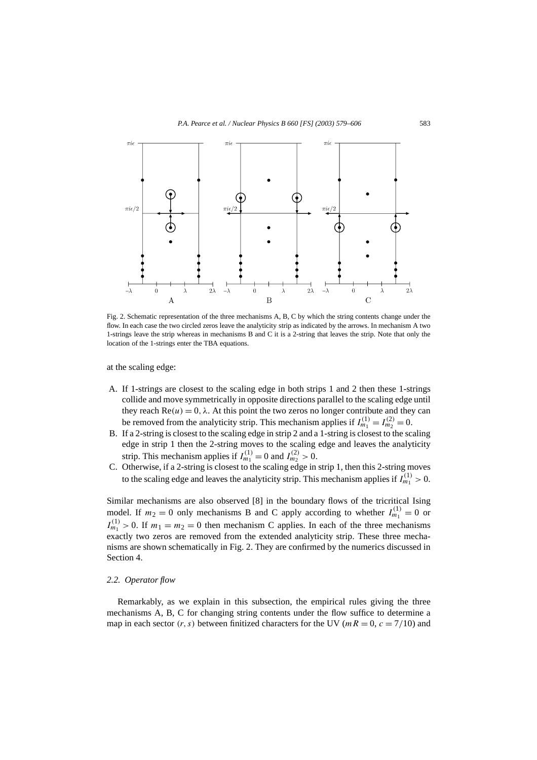Fig. 2. Schematic representation of the three mechanisms A, B, C by which the string contents change under the flow. In each case the two circled zeros leave the analyticity strip as indicated by the arrows. In mechanism A two 1-strings leave the strip whereas in mechanisms B and C it is a 2-string that leaves the strip. Note that only the location of the 1-strings enter the TBA equations.

at the scaling edge:

A. If 1-strings are closest to the scaling edge in both strips 1 and 2 then these 1-strings collide and move symmetrically in opposite directions parallel to the scaling edge until they reach $\mathrm{Re}(u) = 0, \lambda$. At this point the two zeros no longer contribute and they can be removed from the analyticity strip. This mechanism applies if $I_{m_1}^{(1)} = I_{m_2}^{(2)} = 0$.
B. If a 2-string is closest to the scaling edge in strip 2 and a 1-string is closest to the scaling edge in strip 1 then the 2-string moves to the scaling edge and leaves the analyticity strip. This mechanism applies if $I_{m_1}^{(1)} = 0$ and $I_{m_2}^{(2)} > 0$.
C. Otherwise, if a 2-string is closest to the scaling edge in strip 1, then this 2-string moves to the scaling edge and leaves the analyticity strip. This mechanism applies if $I_{m_1}^{(1)} > 0$.

Similar mechanisms are also observed [8] in the boundary flows of the tricritical Ising model. If $m_2 = 0$ only mechanisms B and C apply according to whether $I_{m_1}^{(1)} = 0$ or $I_{m_1}^{(1)} > 0$. If $m_1 = m_2 = 0$ then mechanism C applies. In each of the three mechanisms exactly two zeros are removed from the extended analyticity strip. These three mechanisms are shown schematically in Fig. 2. They are confirmed by the numerics discussed in Section 4.

### 2.2. *Operator flow*

Remarkably, as we explain in this subsection, the empirical rules giving the three mechanisms A, B, C for changing string contents under the flow suffice to determine a map in each sector $(r, s)$ between finitized characters for the UV ($mR = 0$, $c = 7/10$) and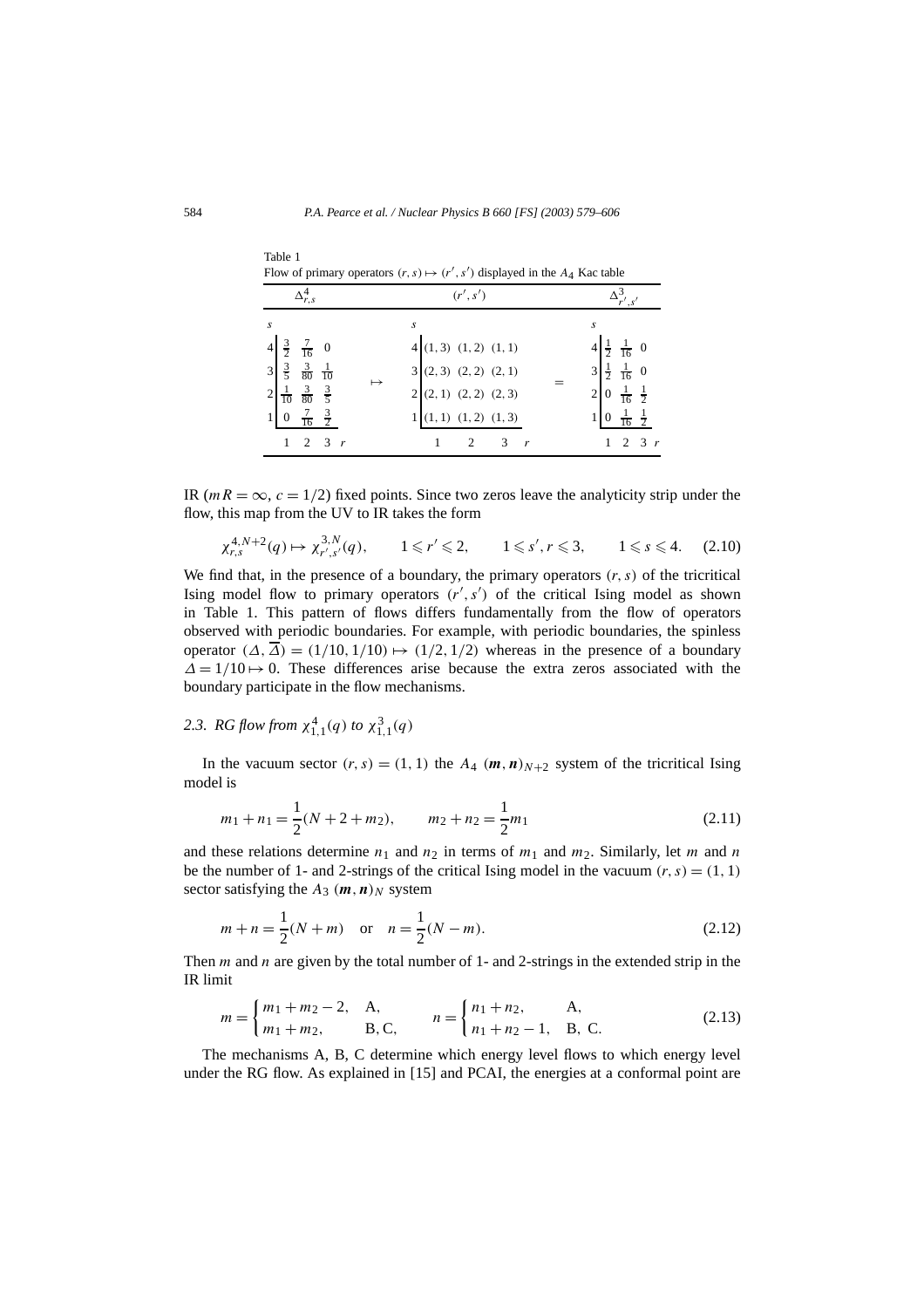Table 1
Flow of primary operators $(r,s) \mapsto (r',s')$ displayed in the $A_4$ Kac table

| $\Delta^4_{r,s}$ | | | | | $(r',s')$ | | | | | $\Delta^3_{r',s'}$ | | |
|---|---|---|---|---|---|---|---|---|---|---|---|---|
| $s$ | | | | | $s$ | | | | | $s$ | | |
| 4 | $\frac{3}{2}$ | $\frac{7}{16}$ | $0$ | | 4 | (1, 3) | (1, 2) | (1, 1) | | 4 | $\frac{1}{2}$ | $\frac{1}{16}$ | $0$ |
| 3 | $\frac{3}{5}$ | $\frac{3}{80}$ | $\frac{1}{10}$ | $\mapsto$ | 3 | (2, 3) | (2, 2) | (2, 1) | $=$ | 3 | $\frac{1}{2}$ | $\frac{1}{16}$ | $0$ |
| 2 | $\frac{1}{10}$ | $\frac{3}{80}$ | $\frac{3}{5}$ | | 2 | (2, 1) | (2, 2) | (2, 3) | | 2 | $0$ | $\frac{1}{16}$ | $\frac{1}{2}$ |
| 1 | $0$ | $\frac{7}{16}$ | $\frac{3}{2}$ | | 1 | (1, 1) | (1, 2) | (1, 3) | | 1 | $0$ | $\frac{1}{16}$ | $\frac{1}{2}$ |
| | 1 | 2 | 3 $r$ | | | 1 | 2 | 3 $r$ | | | 1 | 2 | 3 $r$ |

IR ($mR = \infty$, $c = 1/2$) fixed points. Since two zeros leave the analyticity strip under the flow, this map from the UV to IR takes the form

$$\chi^{4,N+2}_{r,s}(q) \mapsto \chi^{3,N}_{r',s'}(q), \qquad 1 \leqslant r' \leqslant 2, \qquad 1 \leqslant s', r \leqslant 3, \qquad 1 \leqslant s \leqslant 4. \quad (2.10)$$

We find that, in the presence of a boundary, the primary operators $(r,s)$ of the tricritical Ising model flow to primary operators $(r',s')$ of the critical Ising model as shown in Table 1. This pattern of flows differs fundamentally from the flow of operators observed with periodic boundaries. For example, with periodic boundaries, the spinless operator $(\Delta, \overline{\Delta}) = (1/10, 1/10) \mapsto (1/2, 1/2)$ whereas in the presence of a boundary $\Delta = 1/10 \mapsto 0$. These differences arise because the extra zeros associated with the boundary participate in the flow mechanisms.

### 2.3. RG flow from $\chi^4_{1,1}(q)$ to $\chi^3_{1,1}(q)$

In the vacuum sector $(r,s) = (1,1)$ the $A_4$ $(\boldsymbol{m},\boldsymbol{n})_{N+2}$ system of the tricritical Ising model is

$$m_1 + n_1 = \frac{1}{2}(N + 2 + m_2), \qquad m_2 + n_2 = \frac{1}{2}m_1 \quad (2.11)$$

and these relations determine $n_1$ and $n_2$ in terms of $m_1$ and $m_2$. Similarly, let $m$ and $n$ be the number of 1- and 2-strings of the critical Ising model in the vacuum $(r,s) = (1,1)$ sector satisfying the $A_3$ $(\boldsymbol{m},\boldsymbol{n})_N$ system

$$m + n = \frac{1}{2}(N + m) \quad \text{or} \quad n = \frac{1}{2}(N - m). \quad (2.12)$$

Then $m$ and $n$ are given by the total number of 1- and 2-strings in the extended strip in the IR limit

$$m = \begin{cases} m_1 + m_2 - 2, & \text{A}, \\ m_1 + m_2, & \text{B, C}, \end{cases} \qquad n = \begin{cases} n_1 + n_2, & \text{A}, \\ n_1 + n_2 - 1, & \text{B, C}. \end{cases} \quad (2.13)$$

The mechanisms A, B, C determine which energy level flows to which energy level under the RG flow. As explained in [15] and PCAI, the energies at a conformal point are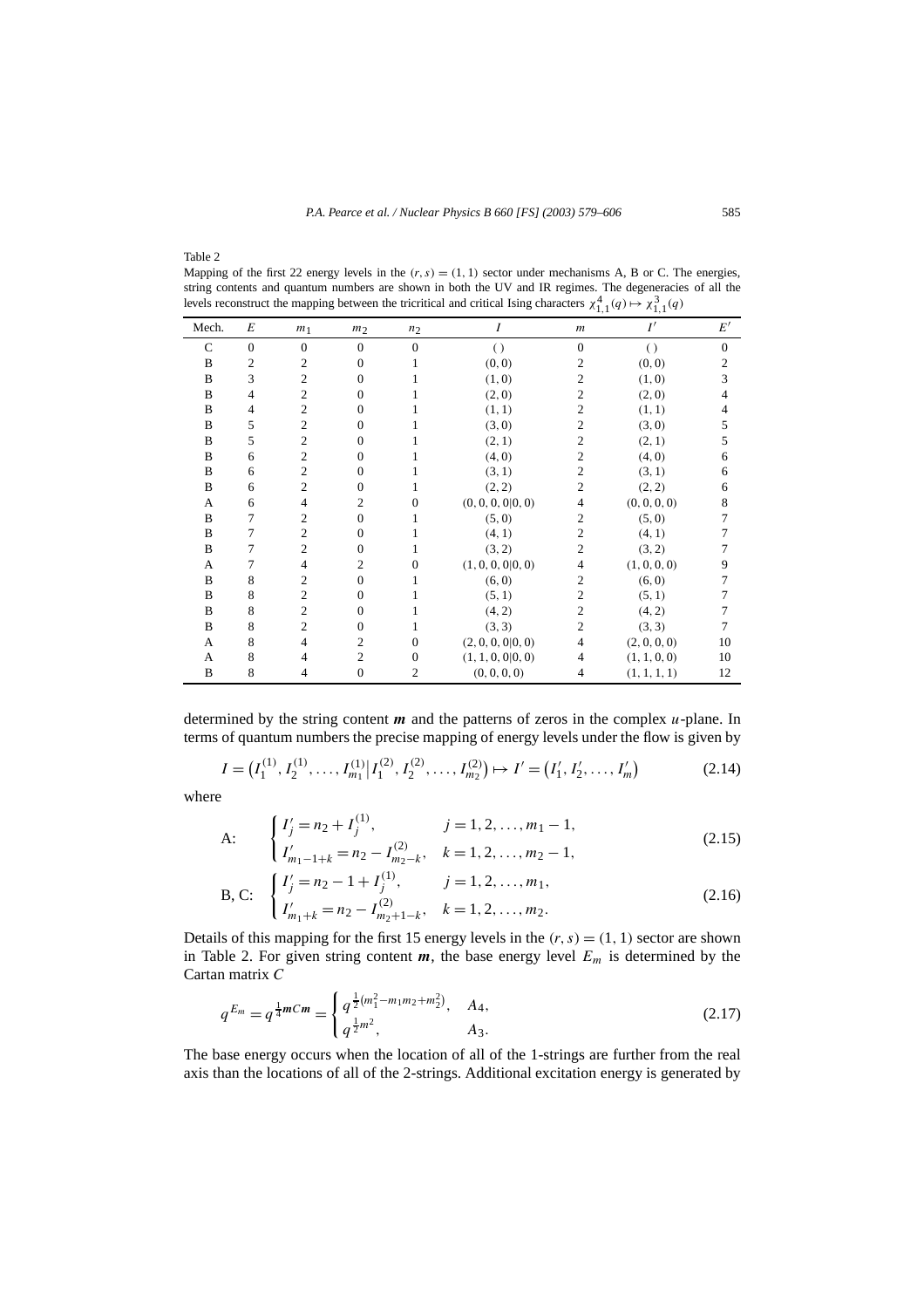Table 2
Mapping of the first 22 energy levels in the $(r, s) = (1, 1)$ sector under mechanisms A, B or C. The energies, string contents and quantum numbers are shown in both the UV and IR regimes. The degeneracies of all the levels reconstruct the mapping between the tricritical and critical Ising characters $\chi^4_{1,1}(q) \mapsto \chi^3_{1,1}(q)$

| Mech. | $E$ | $m_1$ | $m_2$ | $n_2$ | $I$ | $m$ | $I'$ | $E'$ |
|---|---|---|---|---|---|---|---|---|
| C | 0 | 0 | 0 | 0 | $()$ | 0 | $()$ | 0 |
| B | 2 | 2 | 0 | 1 | $(0,0)$ | 2 | $(0,0)$ | 2 |
| B | 3 | 2 | 0 | 1 | $(1,0)$ | 2 | $(1,0)$ | 3 |
| B | 4 | 2 | 0 | 1 | $(2,0)$ | 2 | $(2,0)$ | 4 |
| B | 4 | 2 | 0 | 1 | $(1,1)$ | 2 | $(1,1)$ | 4 |
| B | 5 | 2 | 0 | 1 | $(3,0)$ | 2 | $(3,0)$ | 5 |
| B | 5 | 2 | 0 | 1 | $(2,1)$ | 2 | $(2,1)$ | 5 |
| B | 6 | 2 | 0 | 1 | $(4,0)$ | 2 | $(4,0)$ | 6 |
| B | 6 | 2 | 0 | 1 | $(3,1)$ | 2 | $(3,1)$ | 6 |
| B | 6 | 2 | 0 | 1 | $(2,2)$ | 2 | $(2,2)$ | 6 |
| A | 6 | 4 | 2 | 0 | $(0,0,0,0\|0,0)$ | 4 | $(0,0,0,0)$ | 8 |
| B | 7 | 2 | 0 | 1 | $(5,0)$ | 2 | $(5,0)$ | 7 |
| B | 7 | 2 | 0 | 1 | $(4,1)$ | 2 | $(4,1)$ | 7 |
| B | 7 | 2 | 0 | 1 | $(3,2)$ | 2 | $(3,2)$ | 7 |
| A | 7 | 4 | 2 | 0 | $(1,0,0,0\|0,0)$ | 4 | $(1,0,0,0)$ | 9 |
| B | 8 | 2 | 0 | 1 | $(6,0)$ | 2 | $(6,0)$ | 7 |
| B | 8 | 2 | 0 | 1 | $(5,1)$ | 2 | $(5,1)$ | 7 |
| B | 8 | 2 | 0 | 1 | $(4,2)$ | 2 | $(4,2)$ | 7 |
| B | 8 | 2 | 0 | 1 | $(3,3)$ | 2 | $(3,3)$ | 7 |
| A | 8 | 4 | 2 | 0 | $(2,0,0,0\|0,0)$ | 4 | $(2,0,0,0)$ | 10 |
| A | 8 | 4 | 2 | 0 | $(1,1,0,0\|0,0)$ | 4 | $(1,1,0,0)$ | 10 |
| B | 8 | 4 | 0 | 2 | $(0,0,0,0)$ | 4 | $(1,1,1,1)$ | 12 |

determined by the string content $\boldsymbol{m}$ and the patterns of zeros in the complex $u$-plane. In terms of quantum numbers the precise mapping of energy levels under the flow is given by

$$I = \left(I^{(1)}_1, I^{(1)}_2, \ldots, I^{(1)}_{m_1} \big| I^{(2)}_1, I^{(2)}_2, \ldots, I^{(2)}_{m_2}\right) \mapsto I' = \left(I'_1, I'_2, \ldots, I'_m\right) \tag{2.14}$$

where

$$\text{A:} \quad \begin{cases} I'_j = n_2 + I^{(1)}_j, & j = 1, 2, \ldots, m_1 - 1, \\ I'_{m_1 - 1 + k} = n_2 - I^{(2)}_{m_2 - k}, & k = 1, 2, \ldots, m_2 - 1, \end{cases} \tag{2.15}$$

$$\text{B, C:} \quad \begin{cases} I'_j = n_2 - 1 + I^{(1)}_j, & j = 1, 2, \ldots, m_1, \\ I'_{m_1 + k} = n_2 - I^{(2)}_{m_2 + 1 - k}, & k = 1, 2, \ldots, m_2. \end{cases} \tag{2.16}$$

Details of this mapping for the first 15 energy levels in the $(r, s) = (1, 1)$ sector are shown in Table 2. For given string content $\boldsymbol{m}$, the base energy level $E_{\boldsymbol{m}}$ is determined by the Cartan matrix $C$

$$q^{E_{\boldsymbol{m}}} = q^{\frac{1}{4}\boldsymbol{m}C\boldsymbol{m}} = \begin{cases} q^{\frac{1}{2}(m_1^2 - m_1 m_2 + m_2^2)}, & A_4, \\ q^{\frac{1}{2}m^2}, & A_3. \end{cases} \tag{2.17}$$

The base energy occurs when the location of all of the 1-strings are further from the real axis than the locations of all of the 2-strings. Additional excitation energy is generated by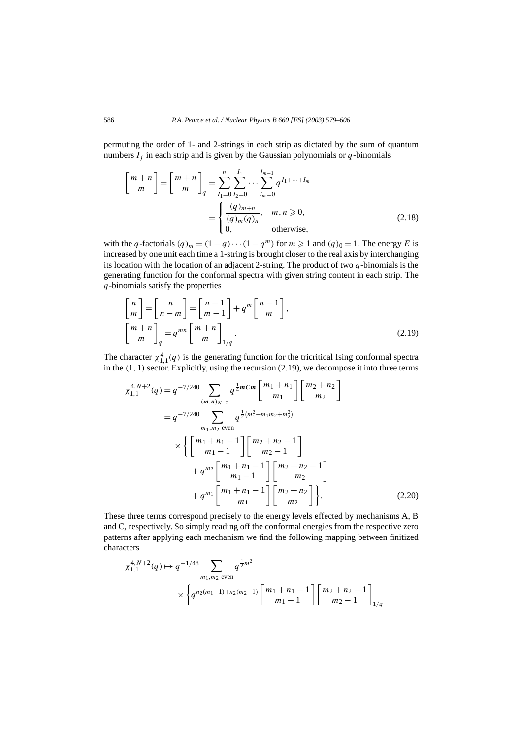permuting the order of 1- and 2-strings in each strip as dictated by the sum of quantum numbers $I_j$ in each strip and is given by the Gaussian polynomials or $q$-binomials

$$
\begin{bmatrix} m+n \\ m \end{bmatrix} = \begin{bmatrix} m+n \\ m \end{bmatrix}_q = \sum_{I_1=0}^{n} \sum_{I_2=0}^{I_1} \cdots \sum_{I_m=0}^{I_{m-1}} q^{I_1+\cdots+I_m}
= \begin{cases} \dfrac{(q)_{m+n}}{(q)_m (q)_n}, & m, n \geqslant 0, \\ 0, & \text{otherwise}, \end{cases} \tag{2.18}
$$

with the $q$-factorials $(q)_m = (1-q)\cdots(1-q^m)$ for $m \geqslant 1$ and $(q)_0 = 1$. The energy $E$ is increased by one unit each time a 1-string is brought closer to the real axis by interchanging its location with the location of an adjacent 2-string. The product of two $q$-binomials is the generating function for the conformal spectra with given string content in each strip. The $q$-binomials satisfy the properties

$$
\begin{aligned}
&\begin{bmatrix} n \\ m \end{bmatrix} = \begin{bmatrix} n \\ n-m \end{bmatrix} = \begin{bmatrix} n-1 \\ m-1 \end{bmatrix} + q^m \begin{bmatrix} n-1 \\ m \end{bmatrix}, \\
&\begin{bmatrix} m+n \\ m \end{bmatrix}_q = q^{mn} \begin{bmatrix} m+n \\ m \end{bmatrix}_{1/q}.
\end{aligned} \tag{2.19}
$$

The character $\chi^4_{1,1}(q)$ is the generating function for the tricritical Ising conformal spectra in the $(1,1)$ sector. Explicitly, using the recursion (2.19), we decompose it into three terms

$$
\begin{aligned}
\chi^{4,N+2}_{1,1}(q) &= q^{-7/240} \sum_{(\boldsymbol{m},\boldsymbol{n})_{N+2}} q^{\frac{1}{4}\boldsymbol{m}C\boldsymbol{m}} \begin{bmatrix} m_1+n_1 \\ m_1 \end{bmatrix} \begin{bmatrix} m_2+n_2 \\ m_2 \end{bmatrix} \\
&= q^{-7/240} \sum_{m_1, m_2 \text{ even}} q^{\frac{1}{2}(m_1^2 - m_1 m_2 + m_2^2)} \\
&\quad \times \Bigg\{ \begin{bmatrix} m_1+n_1-1 \\ m_1-1 \end{bmatrix} \begin{bmatrix} m_2+n_2-1 \\ m_2-1 \end{bmatrix} \\
&\qquad + q^{m_2} \begin{bmatrix} m_1+n_1-1 \\ m_1-1 \end{bmatrix} \begin{bmatrix} m_2+n_2-1 \\ m_2 \end{bmatrix} \\
&\qquad + q^{m_1} \begin{bmatrix} m_1+n_1-1 \\ m_1 \end{bmatrix} \begin{bmatrix} m_2+n_2 \\ m_2 \end{bmatrix} \Bigg\}.
\end{aligned} \tag{2.20}
$$

These three terms correspond precisely to the energy levels effected by mechanisms A, B and C, respectively. So simply reading off the conformal energies from the respective zero patterns after applying each mechanism we find the following mapping between finitized characters

$$
\chi^{4,N+2}_{1,1}(q) \mapsto q^{-1/48} \sum_{m_1, m_2 \text{ even}} q^{\frac{1}{2}m^2} \times \Bigg\{ q^{n_2(m_1-1)+n_2(m_2-1)} \begin{bmatrix} m_1+n_1-1 \\ m_1-1 \end{bmatrix} \begin{bmatrix} m_2+n_2-1 \\ m_2-1 \end{bmatrix}_{1/q}
$$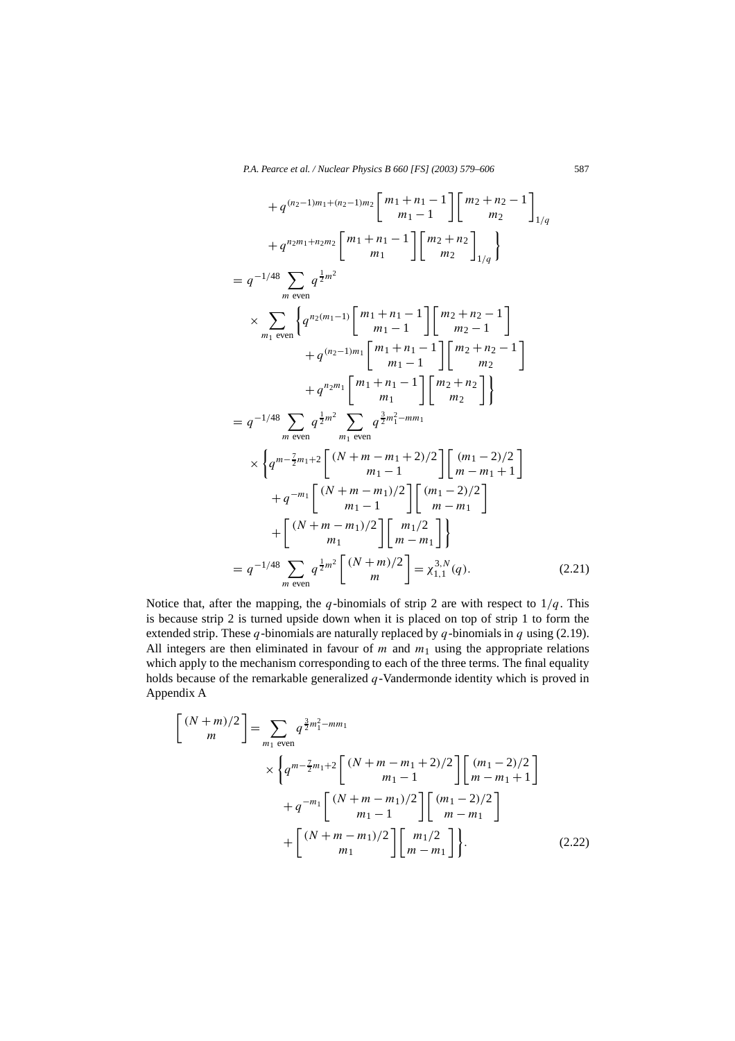$$
\begin{aligned}
&\quad + q^{(n_2-1)m_1+(n_2-1)m_2} \begin{bmatrix} m_1+n_1-1 \\ m_1-1 \end{bmatrix} \begin{bmatrix} m_2+n_2-1 \\ m_2 \end{bmatrix}_{1/q} \\
&\quad + q^{n_2 m_1 + n_2 m_2} \begin{bmatrix} m_1+n_1-1 \\ m_1 \end{bmatrix} \begin{bmatrix} m_2+n_2 \\ m_2 \end{bmatrix}_{1/q} \Bigg\} \\
&= q^{-1/48} \sum_{m \text{ even}} q^{\frac{1}{2}m^2} \\
&\quad \times \sum_{m_1 \text{ even}} \Bigg\{ q^{n_2(m_1-1)} \begin{bmatrix} m_1+n_1-1 \\ m_1-1 \end{bmatrix} \begin{bmatrix} m_2+n_2-1 \\ m_2-1 \end{bmatrix} \\
&\qquad + q^{(n_2-1)m_1} \begin{bmatrix} m_1+n_1-1 \\ m_1-1 \end{bmatrix} \begin{bmatrix} m_2+n_2-1 \\ m_2 \end{bmatrix} \\
&\qquad + q^{n_2 m_1} \begin{bmatrix} m_1+n_1-1 \\ m_1 \end{bmatrix} \begin{bmatrix} m_2+n_2 \\ m_2 \end{bmatrix} \Bigg\} \\
&= q^{-1/48} \sum_{m \text{ even}} q^{\frac{1}{2}m^2} \sum_{m_1 \text{ even}} q^{\frac{3}{2}m_1^2 - m m_1} \\
&\quad \times \Bigg\{ q^{m-\frac{7}{2}m_1+2} \begin{bmatrix} (N+m-m_1+2)/2 \\ m_1-1 \end{bmatrix} \begin{bmatrix} (m_1-2)/2 \\ m-m_1+1 \end{bmatrix} \\
&\quad + q^{-m_1} \begin{bmatrix} (N+m-m_1)/2 \\ m_1-1 \end{bmatrix} \begin{bmatrix} (m_1-2)/2 \\ m-m_1 \end{bmatrix} \\
&\quad + \begin{bmatrix} (N+m-m_1)/2 \\ m_1 \end{bmatrix} \begin{bmatrix} m_1/2 \\ m-m_1 \end{bmatrix} \Bigg\} \\
&= q^{-1/48} \sum_{m \text{ even}} q^{\frac{1}{2}m^2} \begin{bmatrix} (N+m)/2 \\ m \end{bmatrix} = \chi_{1,1}^{3,N}(q). \qquad (2.21)
\end{aligned}
$$

Notice that, after the mapping, the $q$-binomials of strip 2 are with respect to $1/q$. This is because strip 2 is turned upside down when it is placed on top of strip 1 to form the extended strip. These $q$-binomials are naturally replaced by $q$-binomials in $q$ using (2.19). All integers are then eliminated in favour of $m$ and $m_1$ using the appropriate relations which apply to the mechanism corresponding to each of the three terms. The final equality holds because of the remarkable generalized $q$-Vandermonde identity which is proved in Appendix A

$$
\begin{aligned}
\begin{bmatrix} (N+m)/2 \\ m \end{bmatrix} &= \sum_{m_1 \text{ even}} q^{\frac{3}{2}m_1^2 - m m_1} \\
&\quad \times \Bigg\{ q^{m-\frac{7}{2}m_1+2} \begin{bmatrix} (N+m-m_1+2)/2 \\ m_1-1 \end{bmatrix} \begin{bmatrix} (m_1-2)/2 \\ m-m_1+1 \end{bmatrix} \\
&\quad + q^{-m_1} \begin{bmatrix} (N+m-m_1)/2 \\ m_1-1 \end{bmatrix} \begin{bmatrix} (m_1-2)/2 \\ m-m_1 \end{bmatrix} \\
&\quad + \begin{bmatrix} (N+m-m_1)/2 \\ m_1 \end{bmatrix} \begin{bmatrix} m_1/2 \\ m-m_1 \end{bmatrix} \Bigg\}. \qquad (2.22)
\end{aligned}
$$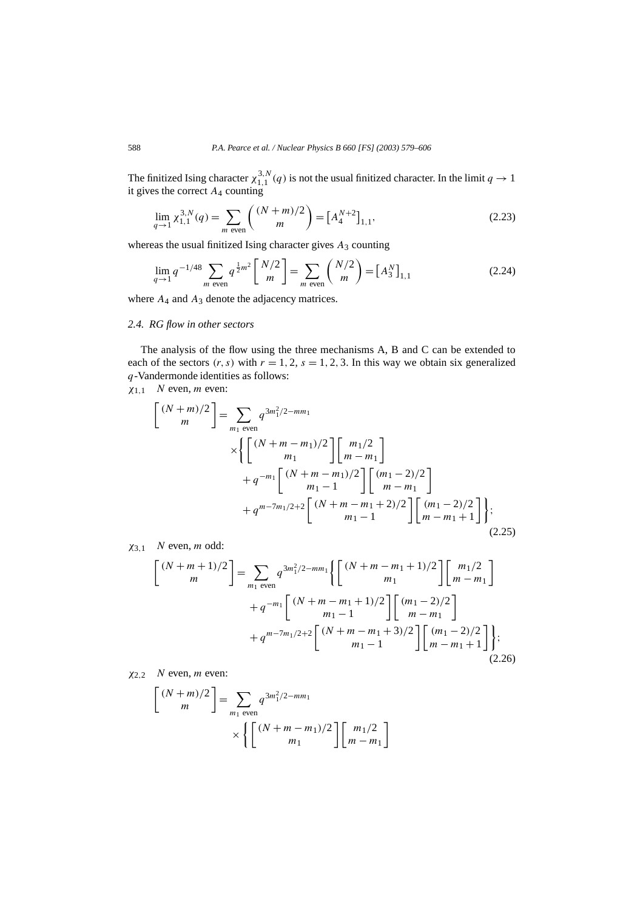The finitized Ising character $\chi_{1,1}^{3,N}(q)$ is not the usual finitized character. In the limit $q \to 1$ it gives the correct $A_4$ counting

$$\lim_{q\to 1} \chi_{1,1}^{3,N}(q) = \sum_{m \text{ even}} \binom{(N+m)/2}{m} = \left[A_4^{N+2}\right]_{1,1}, \tag{2.23}$$

whereas the usual finitized Ising character gives $A_3$ counting

$$\lim_{q\to 1} q^{-1/48} \sum_{m \text{ even}} q^{\frac{1}{2}m^2} \begin{bmatrix} N/2 \\ m \end{bmatrix} = \sum_{m \text{ even}} \binom{N/2}{m} = \left[A_3^{N}\right]_{1,1} \tag{2.24}$$

where $A_4$ and $A_3$ denote the adjacency matrices.

### 2.4. RG flow in other sectors

The analysis of the flow using the three mechanisms A, B and C can be extended to each of the sectors $(r,s)$ with $r = 1,2$, $s = 1,2,3$. In this way we obtain six generalized $q$-Vandermonde identities as follows:

$\chi_{1,1}$ $N$ even, $m$ even:

$$\begin{aligned}
\begin{bmatrix} (N+m)/2 \\ m \end{bmatrix} = \sum_{m_1 \text{ even}} q^{3m_1^2/2 - mm_1}
&\times \Bigg\{ \begin{bmatrix} (N+m-m_1)/2 \\ m_1 \end{bmatrix} \begin{bmatrix} m_1/2 \\ m-m_1 \end{bmatrix} \\
&+ q^{-m_1} \begin{bmatrix} (N+m-m_1)/2 \\ m_1 - 1 \end{bmatrix} \begin{bmatrix} (m_1-2)/2 \\ m-m_1 \end{bmatrix} \\
&+ q^{m - 7m_1/2 + 2} \begin{bmatrix} (N+m-m_1+2)/2 \\ m_1 - 1 \end{bmatrix} \begin{bmatrix} (m_1-2)/2 \\ m-m_1+1 \end{bmatrix} \Bigg\};
\end{aligned} \tag{2.25}$$

$\chi_{3,1}$ $N$ even, $m$ odd:

$$\begin{aligned}
\begin{bmatrix} (N+m+1)/2 \\ m \end{bmatrix} = \sum_{m_1 \text{ even}} q^{3m_1^2/2 - mm_1} &\Bigg\{ \begin{bmatrix} (N+m-m_1+1)/2 \\ m_1 \end{bmatrix} \begin{bmatrix} m_1/2 \\ m-m_1 \end{bmatrix} \\
&+ q^{-m_1} \begin{bmatrix} (N+m-m_1+1)/2 \\ m_1 - 1 \end{bmatrix} \begin{bmatrix} (m_1-2)/2 \\ m-m_1 \end{bmatrix} \\
&+ q^{m - 7m_1/2 + 2} \begin{bmatrix} (N+m-m_1+3)/2 \\ m_1 - 1 \end{bmatrix} \begin{bmatrix} (m_1-2)/2 \\ m-m_1+1 \end{bmatrix} \Bigg\};
\end{aligned} \tag{2.26}$$

$\chi_{2,2}$ $N$ even, $m$ even:

$$\begin{aligned}
\begin{bmatrix} (N+m)/2 \\ m \end{bmatrix} = \sum_{m_1 \text{ even}} q^{3m_1^2/2 - mm_1}
&\times \Bigg\{ \begin{bmatrix} (N+m-m_1)/2 \\ m_1 \end{bmatrix} \begin{bmatrix} m_1/2 \\ m-m_1 \end{bmatrix}
\end{aligned}$$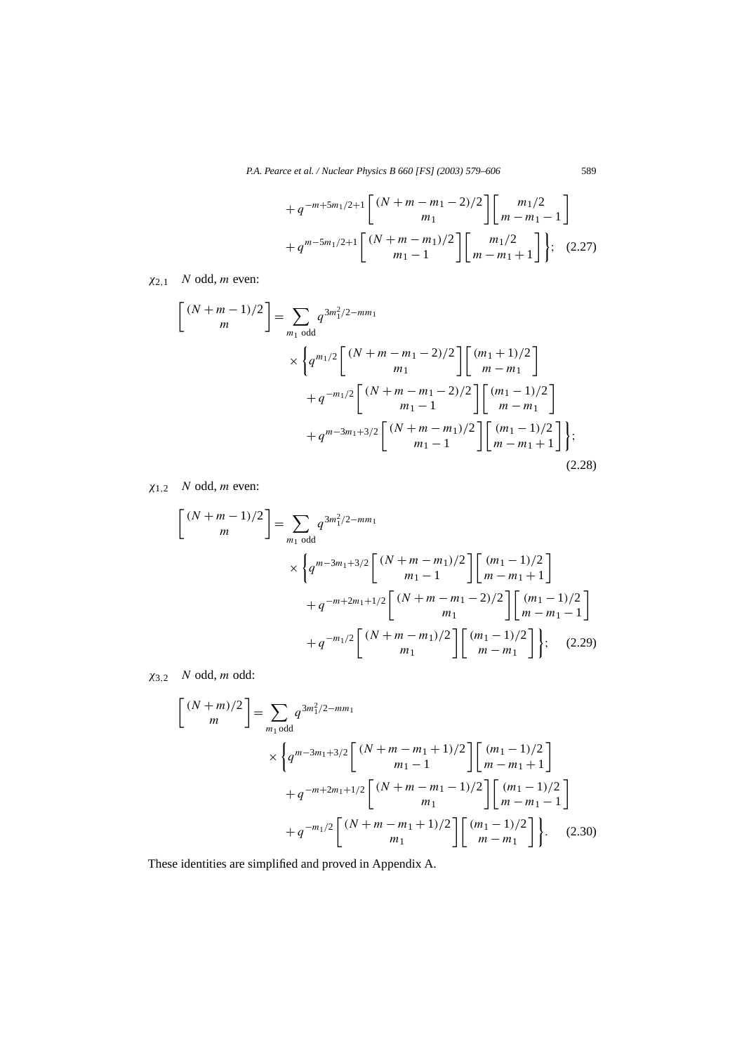$$
+ q^{-m+5m_1/2+1} \begin{bmatrix} (N+m-m_1-2)/2 \\ m_1 \end{bmatrix} \begin{bmatrix} m_1/2 \\ m-m_1-1 \end{bmatrix}
$$

$$
+ q^{m-5m_1/2+1} \begin{bmatrix} (N+m-m_1)/2 \\ m_1-1 \end{bmatrix} \begin{bmatrix} m_1/2 \\ m-m_1+1 \end{bmatrix} \Bigg\}; \quad (2.27)
$$

$\chi_{2,1}$ $N$ odd, $m$ even:

$$
\begin{aligned}
\begin{bmatrix} (N+m-1)/2 \\ m \end{bmatrix} = \sum_{m_1 \text{ odd}} & q^{3m_1^2/2 - mm_1} \\
& \times \Bigg\{ q^{m_1/2} \begin{bmatrix} (N+m-m_1-2)/2 \\ m_1 \end{bmatrix} \begin{bmatrix} (m_1+1)/2 \\ m-m_1 \end{bmatrix} \\
& + q^{-m_1/2} \begin{bmatrix} (N+m-m_1-2)/2 \\ m_1-1 \end{bmatrix} \begin{bmatrix} (m_1-1)/2 \\ m-m_1 \end{bmatrix} \\
& + q^{m-3m_1+3/2} \begin{bmatrix} (N+m-m_1)/2 \\ m_1-1 \end{bmatrix} \begin{bmatrix} (m_1-1)/2 \\ m-m_1+1 \end{bmatrix} \Bigg\};
\end{aligned}
\quad (2.28)
$$

$\chi_{1,2}$ $N$ odd, $m$ even:

$$
\begin{aligned}
\begin{bmatrix} (N+m-1)/2 \\ m \end{bmatrix} = \sum_{m_1 \text{ odd}} & q^{3m_1^2/2 - mm_1} \\
& \times \Bigg\{ q^{m-3m_1+3/2} \begin{bmatrix} (N+m-m_1)/2 \\ m_1-1 \end{bmatrix} \begin{bmatrix} (m_1-1)/2 \\ m-m_1+1 \end{bmatrix} \\
& + q^{-m+2m_1+1/2} \begin{bmatrix} (N+m-m_1-2)/2 \\ m_1 \end{bmatrix} \begin{bmatrix} (m_1-1)/2 \\ m-m_1-1 \end{bmatrix} \\
& + q^{-m_1/2} \begin{bmatrix} (N+m-m_1)/2 \\ m_1 \end{bmatrix} \begin{bmatrix} (m_1-1)/2 \\ m-m_1 \end{bmatrix} \Bigg\};
\end{aligned}
\quad (2.29)
$$

$\chi_{3,2}$ $N$ odd, $m$ odd:

$$
\begin{aligned}
\begin{bmatrix} (N+m)/2 \\ m \end{bmatrix} = \sum_{m_1 \text{ odd}} & q^{3m_1^2/2 - mm_1} \\
& \times \Bigg\{ q^{m-3m_1+3/2} \begin{bmatrix} (N+m-m_1+1)/2 \\ m_1-1 \end{bmatrix} \begin{bmatrix} (m_1-1)/2 \\ m-m_1+1 \end{bmatrix} \\
& + q^{-m+2m_1+1/2} \begin{bmatrix} (N+m-m_1-1)/2 \\ m_1 \end{bmatrix} \begin{bmatrix} (m_1-1)/2 \\ m-m_1-1 \end{bmatrix} \\
& + q^{-m_1/2} \begin{bmatrix} (N+m-m_1+1)/2 \\ m_1 \end{bmatrix} \begin{bmatrix} (m_1-1)/2 \\ m-m_1 \end{bmatrix} \Bigg\}.
\end{aligned}
\quad (2.30)
$$

These identities are simplified and proved in Appendix A.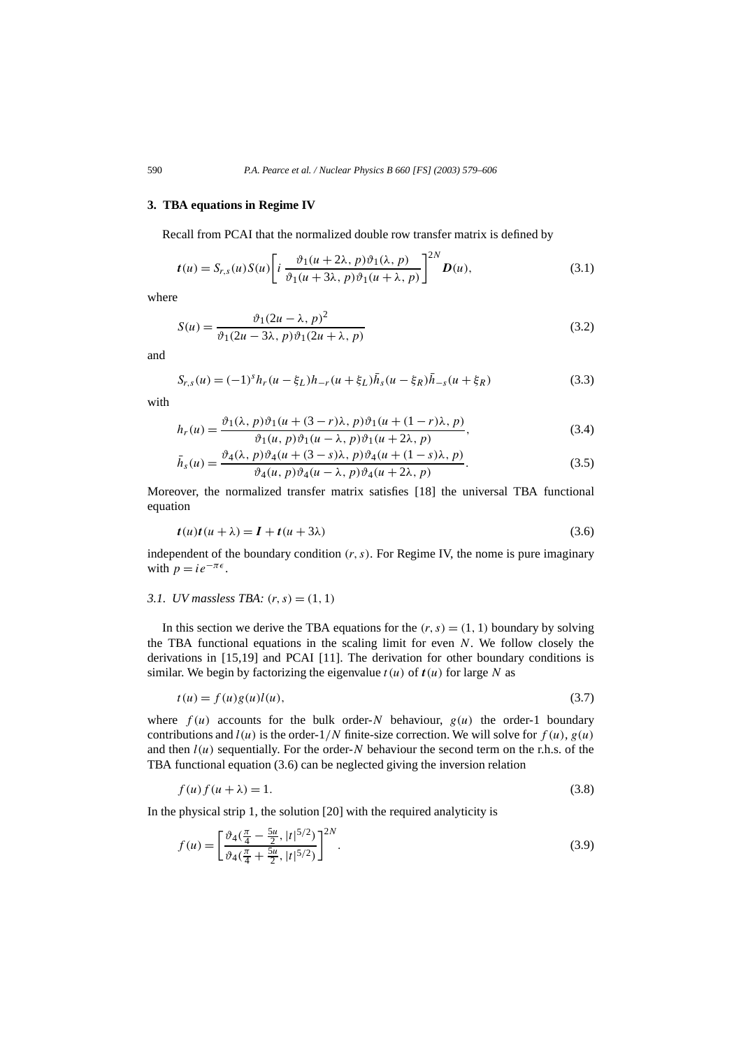## 3. TBA equations in Regime IV

Recall from PCAI that the normalized double row transfer matrix is defined by

$$\boldsymbol{t}(u) = S_{r,s}(u) S(u) \left[ i \, \frac{\vartheta_1(u+2\lambda, p)\vartheta_1(\lambda, p)}{\vartheta_1(u+3\lambda, p)\vartheta_1(u+\lambda, p)} \right]^{2N} \boldsymbol{D}(u), \tag{3.1}$$

where

$$S(u) = \frac{\vartheta_1(2u-\lambda, p)^2}{\vartheta_1(2u-3\lambda, p)\vartheta_1(2u+\lambda, p)} \tag{3.2}$$

and

$$S_{r,s}(u) = (-1)^s h_r(u-\xi_L) h_{-r}(u+\xi_L) \bar{h}_s(u-\xi_R) \bar{h}_{-s}(u+\xi_R) \tag{3.3}$$

with

$$h_r(u) = \frac{\vartheta_1(\lambda, p)\vartheta_1(u+(3-r)\lambda, p)\vartheta_1(u+(1-r)\lambda, p)}{\vartheta_1(u, p)\vartheta_1(u-\lambda, p)\vartheta_1(u+2\lambda, p)}, \tag{3.4}$$

$$\bar{h}_s(u) = \frac{\vartheta_4(\lambda, p)\vartheta_4(u+(3-s)\lambda, p)\vartheta_4(u+(1-s)\lambda, p)}{\vartheta_4(u, p)\vartheta_4(u-\lambda, p)\vartheta_4(u+2\lambda, p)}. \tag{3.5}$$

Moreover, the normalized transfer matrix satisfies [18] the universal TBA functional equation

$$\boldsymbol{t}(u)\boldsymbol{t}(u+\lambda) = \boldsymbol{I} + \boldsymbol{t}(u+3\lambda) \tag{3.6}$$

independent of the boundary condition $(r, s)$. For Regime IV, the nome is pure imaginary with $p = ie^{-\pi\epsilon}$.

### 3.1. UV massless TBA: $(r, s) = (1, 1)$

In this section we derive the TBA equations for the $(r, s) = (1, 1)$ boundary by solving the TBA functional equations in the scaling limit for even $N$. We follow closely the derivations in [15,19] and PCAI [11]. The derivation for other boundary conditions is similar. We begin by factorizing the eigenvalue $t(u)$ of $\boldsymbol{t}(u)$ for large $N$ as

$$t(u) = f(u)g(u)l(u), \tag{3.7}$$

where $f(u)$ accounts for the bulk order-$N$ behaviour, $g(u)$ the order-1 boundary contributions and $l(u)$ is the order-$1/N$ finite-size correction. We will solve for $f(u)$, $g(u)$ and then $l(u)$ sequentially. For the order-$N$ behaviour the second term on the r.h.s. of the TBA functional equation (3.6) can be neglected giving the inversion relation

$$f(u)f(u+\lambda) = 1. \tag{3.8}$$

In the physical strip 1, the solution [20] with the required analyticity is

$$f(u) = \left[ \frac{\vartheta_4(\frac{\pi}{4} - \frac{5u}{2}, |t|^{5/2})}{\vartheta_4(\frac{\pi}{4} + \frac{5u}{2}, |t|^{5/2})} \right]^{2N}. \tag{3.9}$$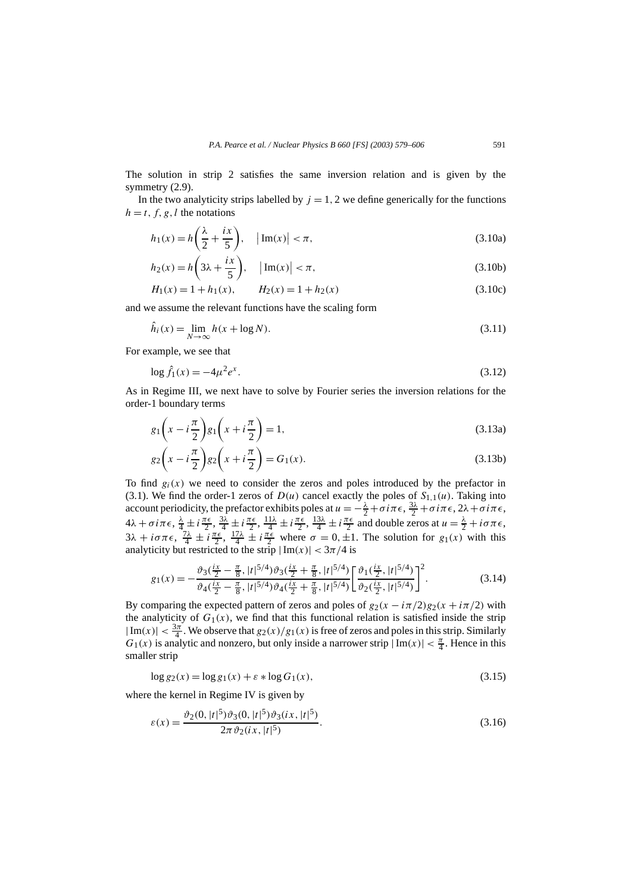The solution in strip 2 satisfies the same inversion relation and is given by the symmetry (2.9).

In the two analyticity strips labelled by $j = 1, 2$ we define generically for the functions $h = t, f, g, l$ the notations

$$h_1(x) = h\left(\frac{\lambda}{2} + \frac{ix}{5}\right), \quad \left|\operatorname{Im}(x)\right| < \pi, \tag{3.10a}$$

$$h_2(x) = h\left(3\lambda + \frac{ix}{5}\right), \quad \left|\operatorname{Im}(x)\right| < \pi, \tag{3.10b}$$

$$H_1(x) = 1 + h_1(x), \qquad H_2(x) = 1 + h_2(x) \tag{3.10c}$$

and we assume the relevant functions have the scaling form

$$\hat{h}_i(x) = \lim_{N\to\infty} h(x + \log N). \tag{3.11}$$

For example, we see that

$$\log \hat{f}_1(x) = -4\mu^2 e^x. \tag{3.12}$$

As in Regime III, we next have to solve by Fourier series the inversion relations for the order-1 boundary terms

$$g_1\left(x - i\frac{\pi}{2}\right) g_1\left(x + i\frac{\pi}{2}\right) = 1, \tag{3.13a}$$

$$g_2\left(x - i\frac{\pi}{2}\right) g_2\left(x + i\frac{\pi}{2}\right) = G_1(x). \tag{3.13b}$$

To find $g_i(x)$ we need to consider the zeros and poles introduced by the prefactor in (3.1). We find the order-1 zeros of $D(u)$ cancel exactly the poles of $S_{1,1}(u)$. Taking into account periodicity, the prefactor exhibits poles at $u = -\frac{\lambda}{2} + \sigma i\pi\epsilon$, $\frac{3\lambda}{2} + \sigma i\pi\epsilon$, $2\lambda + \sigma i\pi\epsilon$, $4\lambda + \sigma i\pi\epsilon$, $\frac{\lambda}{4} \pm i\frac{\pi\epsilon}{2}$, $\frac{3\lambda}{4} \pm i\frac{\pi\epsilon}{2}$, $\frac{11\lambda}{4} \pm i\frac{\pi\epsilon}{2}$, $\frac{13\lambda}{4} \pm i\frac{\pi\epsilon}{2}$ and double zeros at $u = \frac{\lambda}{2} + i\sigma\pi\epsilon$, $3\lambda + i\sigma\pi\epsilon$, $\frac{7\lambda}{4} \pm i\frac{\pi\epsilon}{2}$, $\frac{17\lambda}{4} \pm i\frac{\pi\epsilon}{2}$ where $\sigma = 0, \pm 1$. The solution for $g_1(x)$ with this analyticity but restricted to the strip $|\operatorname{Im}(x)| < 3\pi/4$ is

$$g_1(x) = -\frac{\vartheta_3(\frac{ix}{2} - \frac{\pi}{8}, |t|^{5/4})\vartheta_3(\frac{ix}{2} + \frac{\pi}{8}, |t|^{5/4})}{\vartheta_4(\frac{ix}{2} - \frac{\pi}{8}, |t|^{5/4})\vartheta_4(\frac{ix}{2} + \frac{\pi}{8}, |t|^{5/4})}\left[\frac{\vartheta_1(\frac{ix}{2}, |t|^{5/4})}{\vartheta_2(\frac{ix}{2}, |t|^{5/4})}\right]^2. \tag{3.14}$$

By comparing the expected pattern of zeros and poles of $g_2(x - i\pi/2)g_2(x + i\pi/2)$ with the analyticity of $G_1(x)$, we find that this functional relation is satisfied inside the strip $|\operatorname{Im}(x)| < \frac{3\pi}{4}$. We observe that $g_2(x)/g_1(x)$ is free of zeros and poles in this strip. Similarly $G_1(x)$ is analytic and nonzero, but only inside a narrower strip $|\operatorname{Im}(x)| < \frac{\pi}{4}$. Hence in this smaller strip

$$\log g_2(x) = \log g_1(x) + \varepsilon * \log G_1(x), \tag{3.15}$$

where the kernel in Regime IV is given by

$$\varepsilon(x) = \frac{\vartheta_2(0, |t|^5)\vartheta_3(0, |t|^5)\vartheta_3(ix, |t|^5)}{2\pi\,\vartheta_2(ix, |t|^5)}. \tag{3.16}$$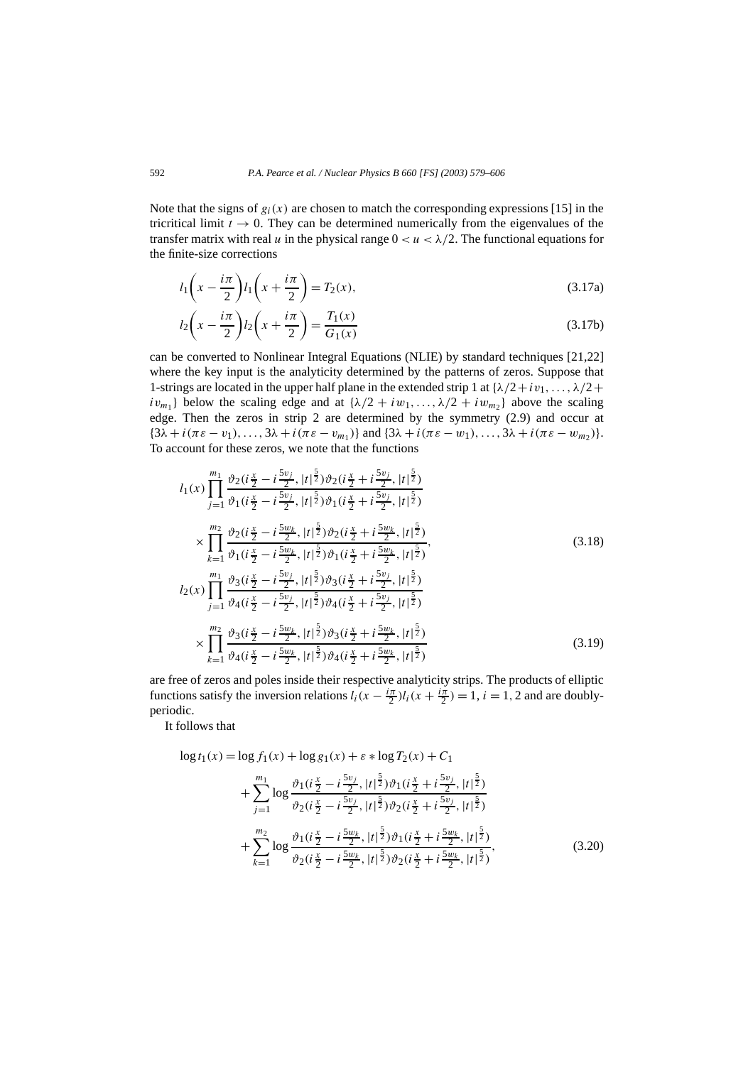Note that the signs of $g_i(x)$ are chosen to match the corresponding expressions [15] in the tricritical limit $t \to 0$. They can be determined numerically from the eigenvalues of the transfer matrix with real $u$ in the physical range $0 < u < \lambda/2$. The functional equations for the finite-size corrections

$$l_1\left(x - \frac{i\pi}{2}\right) l_1\left(x + \frac{i\pi}{2}\right) = T_2(x), \tag{3.17a}$$

$$l_2\left(x - \frac{i\pi}{2}\right) l_2\left(x + \frac{i\pi}{2}\right) = \frac{T_1(x)}{G_1(x)} \tag{3.17b}$$

can be converted to Nonlinear Integral Equations (NLIE) by standard techniques [21,22] where the key input is the analyticity determined by the patterns of zeros. Suppose that 1-strings are located in the upper half plane in the extended strip 1 at $\{\lambda/2 + iv_1, \ldots, \lambda/2 + iv_{m_1}\}$ below the scaling edge and at $\{\lambda/2 + iw_1, \ldots, \lambda/2 + iw_{m_2}\}$ above the scaling edge. Then the zeros in strip 2 are determined by the symmetry (2.9) and occur at $\{3\lambda + i(\pi\varepsilon - v_1), \ldots, 3\lambda + i(\pi\varepsilon - v_{m_1})\}$ and $\{3\lambda + i(\pi\varepsilon - w_1), \ldots, 3\lambda + i(\pi\varepsilon - w_{m_2})\}$. To account for these zeros, we note that the functions

$$\begin{aligned}
&l_1(x) \prod_{j=1}^{m_1} \frac{\vartheta_2(i\frac{x}{2} - i\frac{5v_j}{2}, |t|^{\frac{5}{2}})\vartheta_2(i\frac{x}{2} + i\frac{5v_j}{2}, |t|^{\frac{5}{2}})}{\vartheta_1(i\frac{x}{2} - i\frac{5v_j}{2}, |t|^{\frac{5}{2}})\vartheta_1(i\frac{x}{2} + i\frac{5v_j}{2}, |t|^{\frac{5}{2}})} \\
&\quad \times \prod_{k=1}^{m_2} \frac{\vartheta_2(i\frac{x}{2} - i\frac{5w_k}{2}, |t|^{\frac{5}{2}})\vartheta_2(i\frac{x}{2} + i\frac{5w_k}{2}, |t|^{\frac{5}{2}})}{\vartheta_1(i\frac{x}{2} - i\frac{5w_k}{2}, |t|^{\frac{5}{2}})\vartheta_1(i\frac{x}{2} + i\frac{5w_k}{2}, |t|^{\frac{5}{2}})},
\end{aligned} \tag{3.18}$$

$$\begin{aligned}
&l_2(x) \prod_{j=1}^{m_1} \frac{\vartheta_3(i\frac{x}{2} - i\frac{5v_j}{2}, |t|^{\frac{5}{2}})\vartheta_3(i\frac{x}{2} + i\frac{5v_j}{2}, |t|^{\frac{5}{2}})}{\vartheta_4(i\frac{x}{2} - i\frac{5v_j}{2}, |t|^{\frac{5}{2}})\vartheta_4(i\frac{x}{2} + i\frac{5v_j}{2}, |t|^{\frac{5}{2}})} \\
&\quad \times \prod_{k=1}^{m_2} \frac{\vartheta_3(i\frac{x}{2} - i\frac{5w_k}{2}, |t|^{\frac{5}{2}})\vartheta_3(i\frac{x}{2} + i\frac{5w_k}{2}, |t|^{\frac{5}{2}})}{\vartheta_4(i\frac{x}{2} - i\frac{5w_k}{2}, |t|^{\frac{5}{2}})\vartheta_4(i\frac{x}{2} + i\frac{5w_k}{2}, |t|^{\frac{5}{2}})}
\end{aligned} \tag{3.19}$$

are free of zeros and poles inside their respective analyticity strips. The products of elliptic functions satisfy the inversion relations $l_i(x - \frac{i\pi}{2}) l_i(x + \frac{i\pi}{2}) = 1$, $i = 1, 2$ and are doubly-periodic.

It follows that

$$\begin{aligned}
\log t_1(x) &= \log f_1(x) + \log g_1(x) + \varepsilon * \log T_2(x) + C_1 \\
&\quad + \sum_{j=1}^{m_1} \log \frac{\vartheta_1(i\frac{x}{2} - i\frac{5v_j}{2}, |t|^{\frac{5}{2}})\vartheta_1(i\frac{x}{2} + i\frac{5v_j}{2}, |t|^{\frac{5}{2}})}{\vartheta_2(i\frac{x}{2} - i\frac{5v_j}{2}, |t|^{\frac{5}{2}})\vartheta_2(i\frac{x}{2} + i\frac{5v_j}{2}, |t|^{\frac{5}{2}})} \\
&\quad + \sum_{k=1}^{m_2} \log \frac{\vartheta_1(i\frac{x}{2} - i\frac{5w_k}{2}, |t|^{\frac{5}{2}})\vartheta_1(i\frac{x}{2} + i\frac{5w_k}{2}, |t|^{\frac{5}{2}})}{\vartheta_2(i\frac{x}{2} - i\frac{5w_k}{2}, |t|^{\frac{5}{2}})\vartheta_2(i\frac{x}{2} + i\frac{5w_k}{2}, |t|^{\frac{5}{2}})},
\end{aligned} \tag{3.20}$$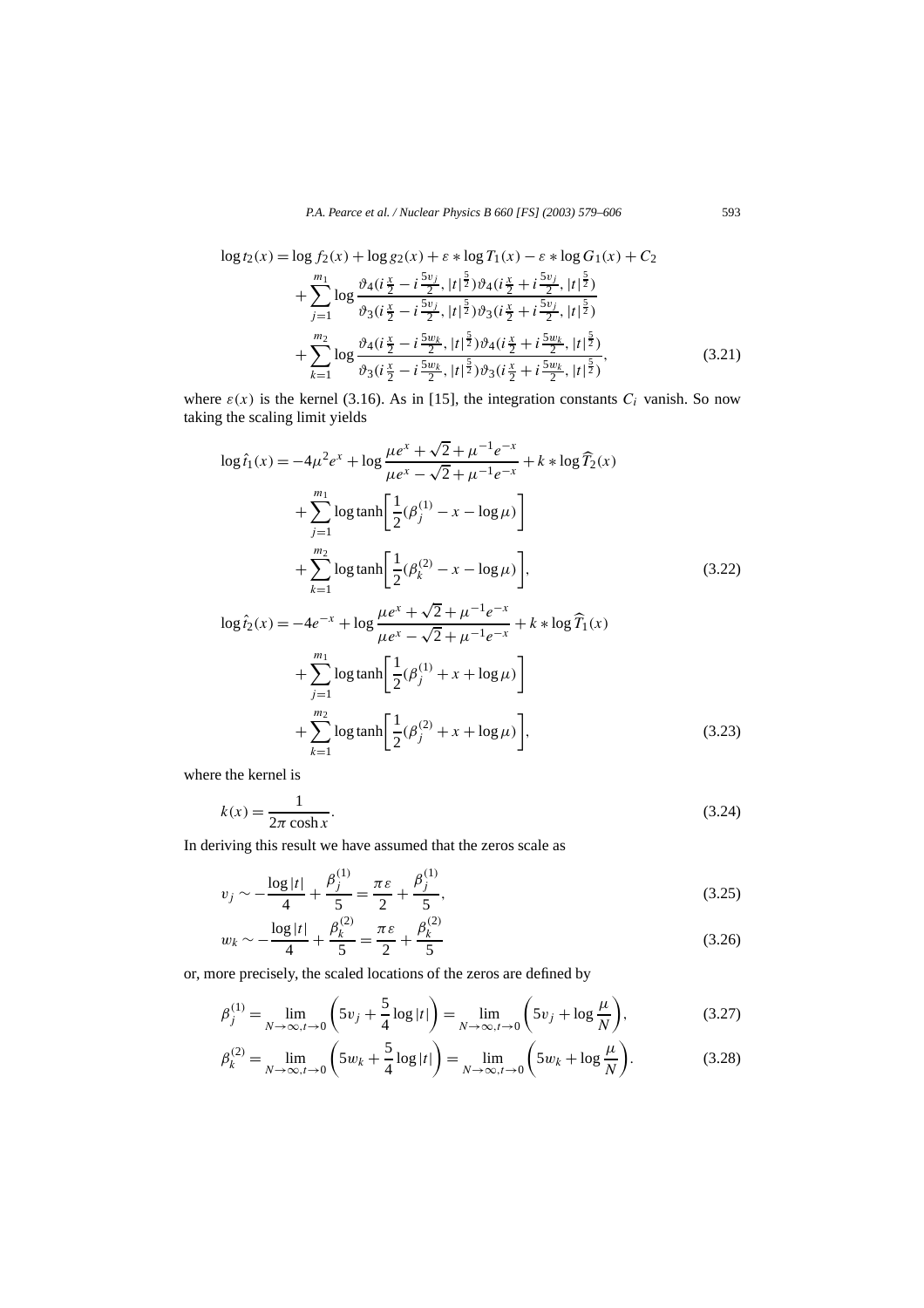$$\log t_2(x) = \log f_2(x) + \log g_2(x) + \varepsilon * \log T_1(x) - \varepsilon * \log G_1(x) + C_2$$
$$+ \sum_{j=1}^{m_1} \log \frac{\vartheta_4(i\frac{x}{2} - i\frac{5v_j}{2}, |t|^{\frac{5}{2}})\vartheta_4(i\frac{x}{2} + i\frac{5v_j}{2}, |t|^{\frac{5}{2}})}{\vartheta_3(i\frac{x}{2} - i\frac{5v_j}{2}, |t|^{\frac{5}{2}})\vartheta_3(i\frac{x}{2} + i\frac{5v_j}{2}, |t|^{\frac{5}{2}})}$$
$$+ \sum_{k=1}^{m_2} \log \frac{\vartheta_4(i\frac{x}{2} - i\frac{5w_k}{2}, |t|^{\frac{5}{2}})\vartheta_4(i\frac{x}{2} + i\frac{5w_k}{2}, |t|^{\frac{5}{2}})}{\vartheta_3(i\frac{x}{2} - i\frac{5w_k}{2}, |t|^{\frac{5}{2}})\vartheta_3(i\frac{x}{2} + i\frac{5w_k}{2}, |t|^{\frac{5}{2}})}, \tag{3.21}$$

where $\varepsilon(x)$ is the kernel (3.16). As in [15], the integration constants $C_i$ vanish. So now taking the scaling limit yields

$$\log \hat{t}_1(x) = -4\mu^2 e^x + \log \frac{\mu e^x + \sqrt{2} + \mu^{-1}e^{-x}}{\mu e^x - \sqrt{2} + \mu^{-1}e^{-x}} + k * \log \widehat{T}_2(x)$$
$$+ \sum_{j=1}^{m_1} \log \tanh\left[\frac{1}{2}(\beta_j^{(1)} - x - \log \mu)\right]$$
$$+ \sum_{k=1}^{m_2} \log \tanh\left[\frac{1}{2}(\beta_k^{(2)} - x - \log \mu)\right], \tag{3.22}$$

$$\log \hat{t}_2(x) = -4e^{-x} + \log \frac{\mu e^x + \sqrt{2} + \mu^{-1}e^{-x}}{\mu e^x - \sqrt{2} + \mu^{-1}e^{-x}} + k * \log \widehat{T}_1(x)$$
$$+ \sum_{j=1}^{m_1} \log \tanh\left[\frac{1}{2}(\beta_j^{(1)} + x + \log \mu)\right]$$
$$+ \sum_{k=1}^{m_2} \log \tanh\left[\frac{1}{2}(\beta_j^{(2)} + x + \log \mu)\right], \tag{3.23}$$

where the kernel is

$$k(x) = \frac{1}{2\pi \cosh x}. \tag{3.24}$$

In deriving this result we have assumed that the zeros scale as

$$v_j \sim -\frac{\log |t|}{4} + \frac{\beta_j^{(1)}}{5} = \frac{\pi \varepsilon}{2} + \frac{\beta_j^{(1)}}{5}, \tag{3.25}$$

$$w_k \sim -\frac{\log |t|}{4} + \frac{\beta_k^{(2)}}{5} = \frac{\pi \varepsilon}{2} + \frac{\beta_k^{(2)}}{5} \tag{3.26}$$

or, more precisely, the scaled locations of the zeros are defined by

$$\beta_j^{(1)} = \lim_{N\to\infty, t\to 0} \left(5v_j + \frac{5}{4}\log |t|\right) = \lim_{N\to\infty, t\to 0} \left(5v_j + \log \frac{\mu}{N}\right), \tag{3.27}$$

$$\beta_k^{(2)} = \lim_{N\to\infty, t\to 0} \left(5w_k + \frac{5}{4}\log |t|\right) = \lim_{N\to\infty, t\to 0} \left(5w_k + \log \frac{\mu}{N}\right). \tag{3.28}$$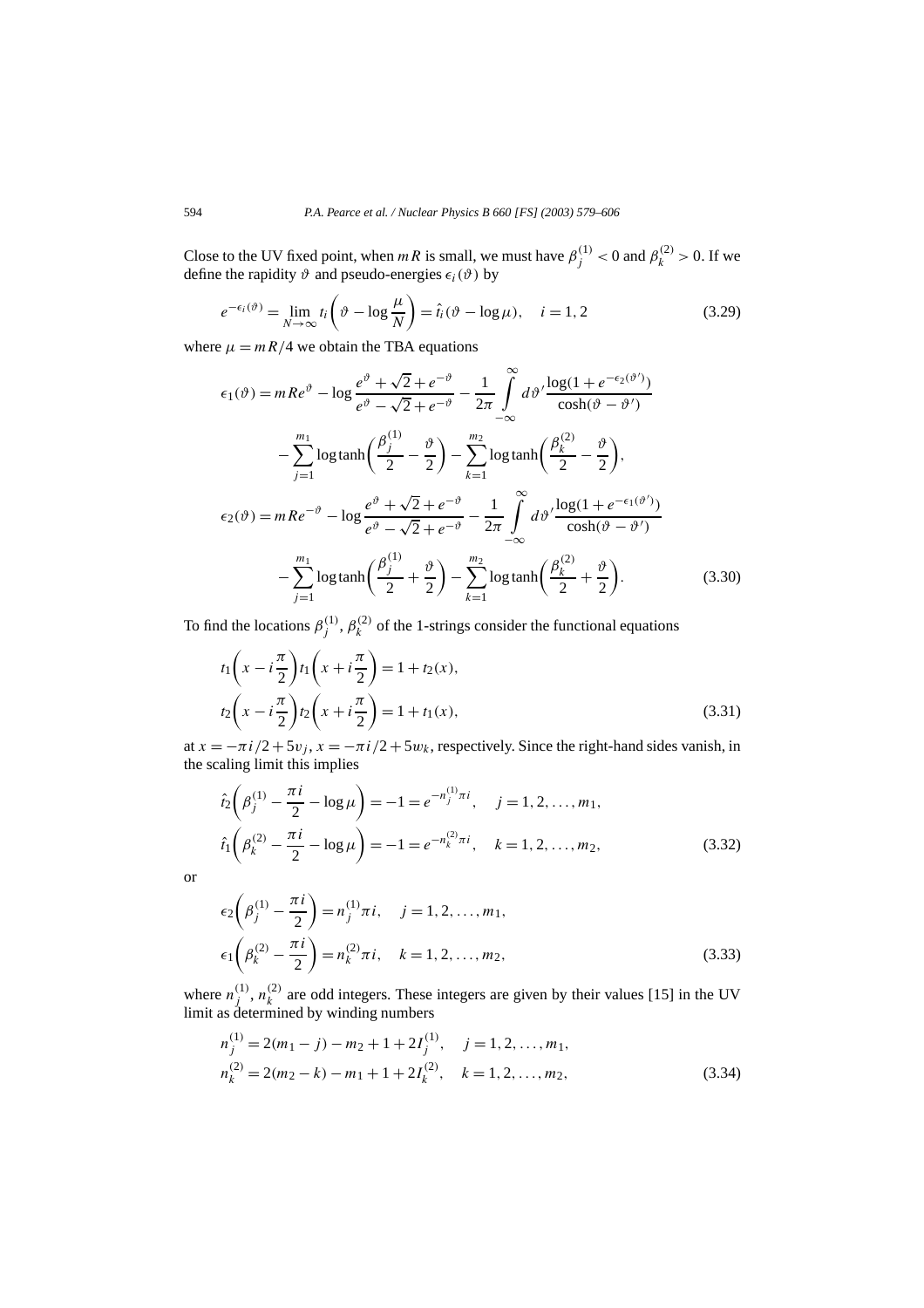Close to the UV fixed point, when $mR$ is small, we must have $\beta_j^{(1)} < 0$ and $\beta_k^{(2)} > 0$. If we define the rapidity $\vartheta$ and pseudo-energies $\epsilon_i(\vartheta)$ by

$$e^{-\epsilon_i(\vartheta)} = \lim_{N\to\infty} t_i\left(\vartheta - \log\frac{\mu}{N}\right) = \hat{t}_i(\vartheta - \log\mu), \quad i = 1, 2 \tag{3.29}$$

where $\mu = mR/4$ we obtain the TBA equations

$$\begin{aligned}
\epsilon_1(\vartheta) &= mRe^{\vartheta} - \log\frac{e^{\vartheta} + \sqrt{2} + e^{-\vartheta}}{e^{\vartheta} - \sqrt{2} + e^{-\vartheta}} - \frac{1}{2\pi}\int_{-\infty}^{\infty} d\vartheta' \frac{\log(1 + e^{-\epsilon_2(\vartheta')})}{\cosh(\vartheta - \vartheta')} \\
&\quad - \sum_{j=1}^{m_1} \log\tanh\left(\frac{\beta_j^{(1)}}{2} - \frac{\vartheta}{2}\right) - \sum_{k=1}^{m_2} \log\tanh\left(\frac{\beta_k^{(2)}}{2} - \frac{\vartheta}{2}\right), \\
\epsilon_2(\vartheta) &= mRe^{-\vartheta} - \log\frac{e^{\vartheta} + \sqrt{2} + e^{-\vartheta}}{e^{\vartheta} - \sqrt{2} + e^{-\vartheta}} - \frac{1}{2\pi}\int_{-\infty}^{\infty} d\vartheta' \frac{\log(1 + e^{-\epsilon_1(\vartheta')})}{\cosh(\vartheta - \vartheta')} \\
&\quad - \sum_{j=1}^{m_1} \log\tanh\left(\frac{\beta_j^{(1)}}{2} + \frac{\vartheta}{2}\right) - \sum_{k=1}^{m_2} \log\tanh\left(\frac{\beta_k^{(2)}}{2} + \frac{\vartheta}{2}\right).
\end{aligned} \tag{3.30}$$

To find the locations $\beta_j^{(1)}, \beta_k^{(2)}$ of the 1-strings consider the functional equations

$$\begin{aligned}
t_1\left(x - i\frac{\pi}{2}\right)t_1\left(x + i\frac{\pi}{2}\right) &= 1 + t_2(x), \\
t_2\left(x - i\frac{\pi}{2}\right)t_2\left(x + i\frac{\pi}{2}\right) &= 1 + t_1(x),
\end{aligned} \tag{3.31}$$

at $x = -\pi i/2 + 5v_j$, $x = -\pi i/2 + 5w_k$, respectively. Since the right-hand sides vanish, in the scaling limit this implies

$$\begin{aligned}
\hat{t}_2\left(\beta_j^{(1)} - \frac{\pi i}{2} - \log\mu\right) &= -1 = e^{-n_j^{(1)}\pi i}, \quad j = 1, 2, \ldots, m_1, \\
\hat{t}_1\left(\beta_k^{(2)} - \frac{\pi i}{2} - \log\mu\right) &= -1 = e^{-n_k^{(2)}\pi i}, \quad k = 1, 2, \ldots, m_2,
\end{aligned} \tag{3.32}$$

or

$$\begin{aligned}
\epsilon_2\left(\beta_j^{(1)} - \frac{\pi i}{2}\right) &= n_j^{(1)}\pi i, \quad j = 1, 2, \ldots, m_1, \\
\epsilon_1\left(\beta_k^{(2)} - \frac{\pi i}{2}\right) &= n_k^{(2)}\pi i, \quad k = 1, 2, \ldots, m_2,
\end{aligned} \tag{3.33}$$

where $n_j^{(1)}, n_k^{(2)}$ are odd integers. These integers are given by their values [15] in the UV limit as determined by winding numbers

$$\begin{aligned}
n_j^{(1)} &= 2(m_1 - j) - m_2 + 1 + 2I_j^{(1)}, \quad j = 1, 2, \ldots, m_1, \\
n_k^{(2)} &= 2(m_2 - k) - m_1 + 1 + 2I_k^{(2)}, \quad k = 1, 2, \ldots, m_2,
\end{aligned} \tag{3.34}$$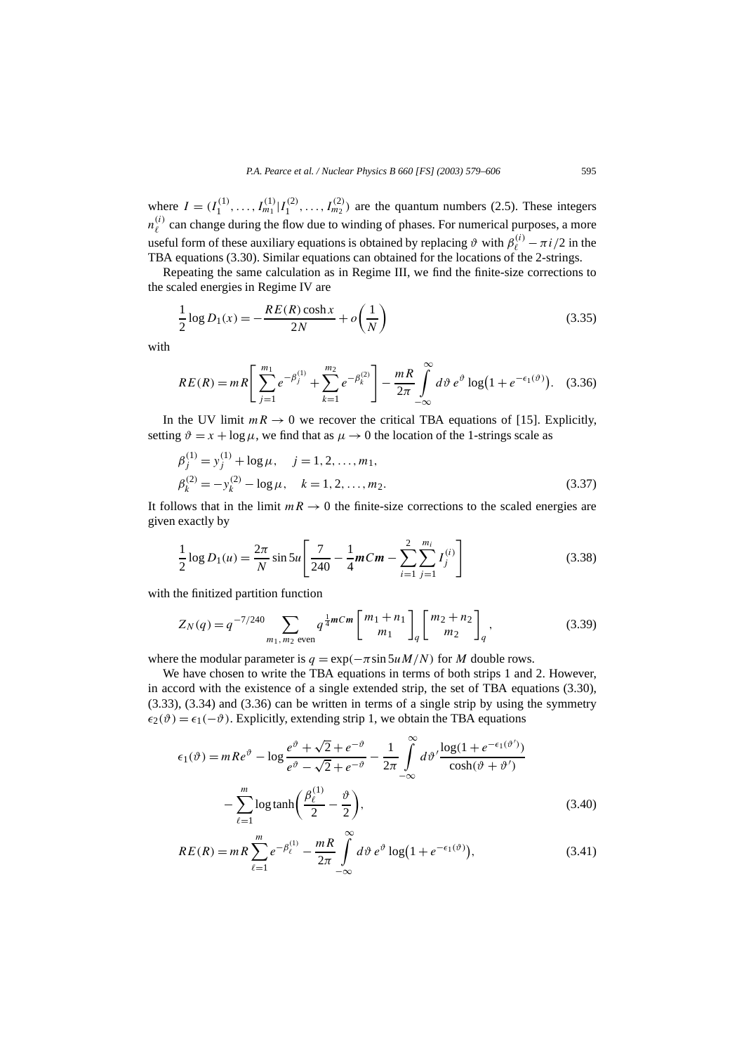where $I = (I_1^{(1)}, \ldots, I_{m_1}^{(1)} | I_1^{(2)}, \ldots, I_{m_2}^{(2)})$ are the quantum numbers (2.5). These integers $n_\ell^{(i)}$ can change during the flow due to winding of phases. For numerical purposes, a more useful form of these auxiliary equations is obtained by replacing $\vartheta$ with $\beta_\ell^{(i)} - \pi i/2$ in the TBA equations (3.30). Similar equations can obtained for the locations of the 2-strings.

Repeating the same calculation as in Regime III, we find the finite-size corrections to the scaled energies in Regime IV are

$$\frac{1}{2}\log D_1(x) = -\frac{RE(R)\cosh x}{2N} + o\left(\frac{1}{N}\right) \tag{3.35}$$

with

$$RE(R) = mR\left[\sum_{j=1}^{m_1} e^{-\beta_j^{(1)}} + \sum_{k=1}^{m_2} e^{-\beta_k^{(2)}}\right] - \frac{mR}{2\pi}\int_{-\infty}^{\infty} d\vartheta\, e^{\vartheta} \log\left(1 + e^{-\epsilon_1(\vartheta)}\right). \tag{3.36}$$

In the UV limit $mR \to 0$ we recover the critical TBA equations of [15]. Explicitly, setting $\vartheta = x + \log\mu$, we find that as $\mu \to 0$ the location of the 1-strings scale as

$$\begin{aligned}
\beta_j^{(1)} &= y_j^{(1)} + \log\mu, \quad j = 1, 2, \ldots, m_1, \\
\beta_k^{(2)} &= -y_k^{(2)} - \log\mu, \quad k = 1, 2, \ldots, m_2.
\end{aligned} \tag{3.37}$$

It follows that in the limit $mR \to 0$ the finite-size corrections to the scaled energies are given exactly by

$$\frac{1}{2}\log D_1(u) = \frac{2\pi}{N}\sin 5u\left[\frac{7}{240} - \frac{1}{4}\boldsymbol{m}C\boldsymbol{m} - \sum_{i=1}^{2}\sum_{j=1}^{m_i} I_j^{(i)}\right] \tag{3.38}$$

with the finitized partition function

$$Z_N(q) = q^{-7/240} \sum_{m_1, m_2 \text{ even}} q^{\frac{1}{4}\boldsymbol{m}C\boldsymbol{m}} \begin{bmatrix} m_1 + n_1 \\ m_1 \end{bmatrix}_q \begin{bmatrix} m_2 + n_2 \\ m_2 \end{bmatrix}_q, \tag{3.39}$$

where the modular parameter is $q = \exp(-\pi \sin 5uM/N)$ for $M$ double rows.

We have chosen to write the TBA equations in terms of both strips 1 and 2. However, in accord with the existence of a single extended strip, the set of TBA equations (3.30), (3.33), (3.34) and (3.36) can be written in terms of a single strip by using the symmetry $\epsilon_2(\vartheta) = \epsilon_1(-\vartheta)$. Explicitly, extending strip 1, we obtain the TBA equations

$$\begin{aligned}
\epsilon_1(\vartheta) &= mRe^{\vartheta} - \log\frac{e^{\vartheta} + \sqrt{2} + e^{-\vartheta}}{e^{\vartheta} - \sqrt{2} + e^{-\vartheta}} - \frac{1}{2\pi}\int_{-\infty}^{\infty} d\vartheta' \frac{\log(1 + e^{-\epsilon_1(\vartheta')})}{\cosh(\vartheta + \vartheta')} \\
&\quad - \sum_{\ell=1}^{m} \log\tanh\left(\frac{\beta_\ell^{(1)}}{2} - \frac{\vartheta}{2}\right),
\end{aligned} \tag{3.40}$$

$$RE(R) = mR\sum_{\ell=1}^{m} e^{-\beta_\ell^{(1)}} - \frac{mR}{2\pi}\int_{-\infty}^{\infty} d\vartheta\, e^{\vartheta}\log\left(1 + e^{-\epsilon_1(\vartheta)}\right), \tag{3.41}$$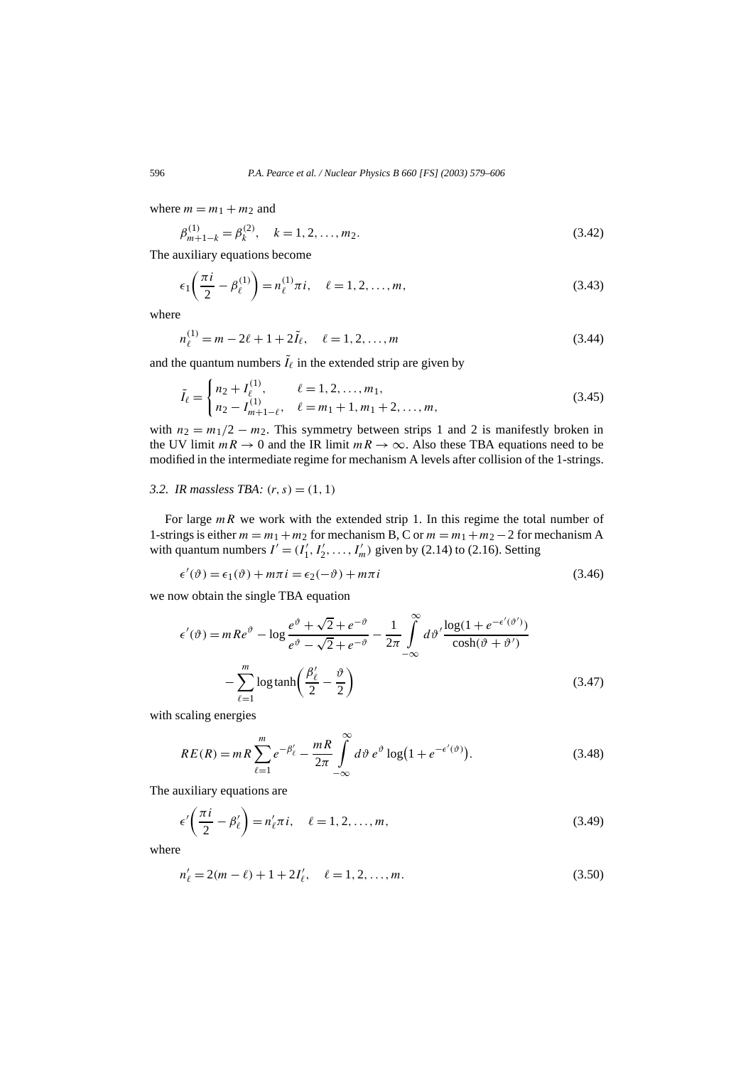where $m = m_1 + m_2$ and

$$\beta^{(1)}_{m+1-k} = \beta^{(2)}_k, \quad k = 1, 2, \ldots, m_2. \tag{3.42}$$

The auxiliary equations become

$$\epsilon_1\left(\frac{\pi i}{2} - \beta^{(1)}_\ell\right) = n^{(1)}_\ell \pi i, \quad \ell = 1, 2, \ldots, m, \tag{3.43}$$

where

$$n^{(1)}_\ell = m - 2\ell + 1 + 2\tilde{I}_\ell, \quad \ell = 1, 2, \ldots, m \tag{3.44}$$

and the quantum numbers $\tilde{I}_\ell$ in the extended strip are given by

$$\tilde{I}_\ell = \begin{cases} n_2 + I^{(1)}_\ell, & \ell = 1, 2, \ldots, m_1, \\ n_2 - I^{(1)}_{m+1-\ell}, & \ell = m_1 + 1, m_1 + 2, \ldots, m, \end{cases} \tag{3.45}$$

with $n_2 = m_1/2 - m_2$. This symmetry between strips 1 and 2 is manifestly broken in the UV limit $mR \to 0$ and the IR limit $mR \to \infty$. Also these TBA equations need to be modified in the intermediate regime for mechanism A levels after collision of the 1-strings.

### *3.2. IR massless TBA: $(r, s) = (1, 1)$*

For large $mR$ we work with the extended strip 1. In this regime the total number of 1-strings is either $m = m_1 + m_2$ for mechanism B, C or $m = m_1 + m_2 - 2$ for mechanism A with quantum numbers $I' = (I'_1, I'_2, \ldots, I'_m)$ given by (2.14) to (2.16). Setting

$$\epsilon'(\vartheta) = \epsilon_1(\vartheta) + m\pi i = \epsilon_2(-\vartheta) + m\pi i \tag{3.46}$$

we now obtain the single TBA equation

$$\epsilon'(\vartheta) = mRe^{\vartheta} - \log \frac{e^{\vartheta} + \sqrt{2} + e^{-\vartheta}}{e^{\vartheta} - \sqrt{2} + e^{-\vartheta}} - \frac{1}{2\pi} \int_{-\infty}^{\infty} d\vartheta' \frac{\log(1 + e^{-\epsilon'(\vartheta')})}{\cosh(\vartheta + \vartheta')}$$
$$- \sum_{\ell=1}^{m} \log \tanh\left(\frac{\beta'_\ell}{2} - \frac{\vartheta}{2}\right) \tag{3.47}$$

with scaling energies

$$RE(R) = mR \sum_{\ell=1}^{m} e^{-\beta'_\ell} - \frac{mR}{2\pi} \int_{-\infty}^{\infty} d\vartheta \, e^{\vartheta} \log\left(1 + e^{-\epsilon'(\vartheta)}\right). \tag{3.48}$$

The auxiliary equations are

$$\epsilon'\left(\frac{\pi i}{2} - \beta'_\ell\right) = n'_\ell \pi i, \quad \ell = 1, 2, \ldots, m, \tag{3.49}$$

where

$$n'_\ell = 2(m - \ell) + 1 + 2I'_\ell, \quad \ell = 1, 2, \ldots, m. \tag{3.50}$$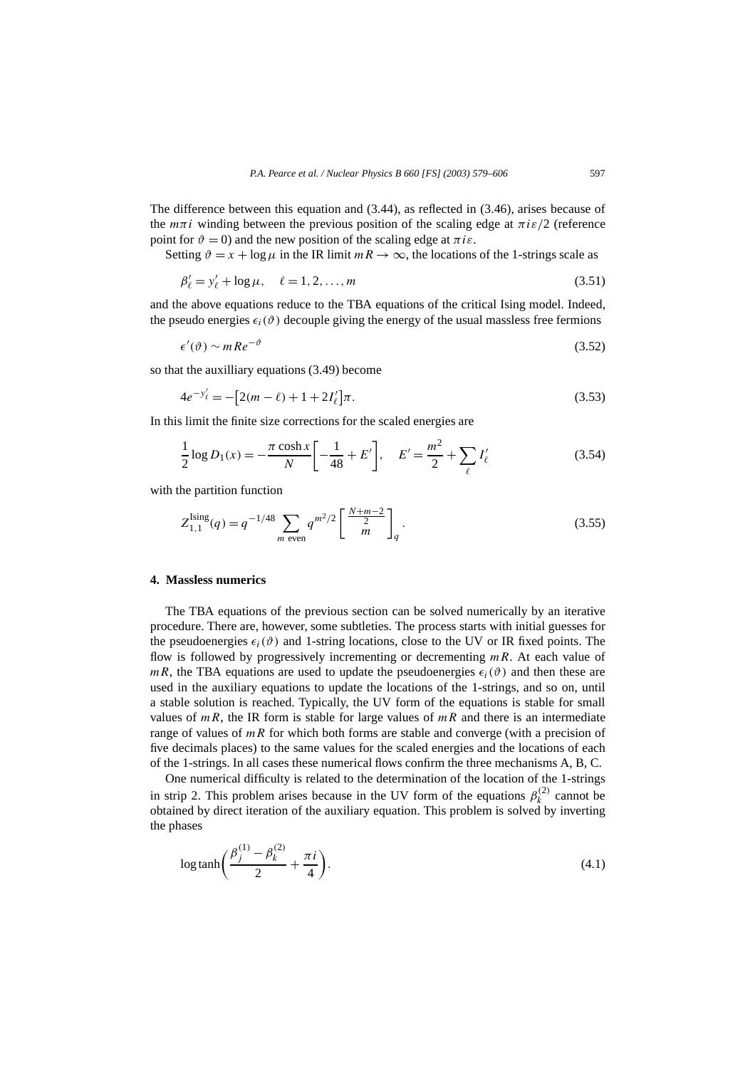The difference between this equation and (3.44), as reflected in (3.46), arises because of the $m\pi i$ winding between the previous position of the scaling edge at $\pi i\varepsilon/2$ (reference point for $\vartheta = 0$) and the new position of the scaling edge at $\pi i\varepsilon$.

Setting $\vartheta = x + \log\mu$ in the IR limit $mR \to \infty$, the locations of the 1-strings scale as

$$\beta'_\ell = y'_\ell + \log\mu, \quad \ell = 1, 2, \ldots, m \tag{3.51}$$

and the above equations reduce to the TBA equations of the critical Ising model. Indeed, the pseudo energies $\epsilon_i(\vartheta)$ decouple giving the energy of the usual massless free fermions

$$\epsilon'(\vartheta) \sim mRe^{-\vartheta} \tag{3.52}$$

so that the auxilliary equations (3.49) become

$$4e^{-y'_\ell} = -\big[2(m-\ell) + 1 + 2I'_\ell\big]\pi. \tag{3.53}$$

In this limit the finite size corrections for the scaled energies are

$$\frac{1}{2}\log D_1(x) = -\frac{\pi\cosh x}{N}\left[-\frac{1}{48} + E'\right], \quad E' = \frac{m^2}{2} + \sum_\ell I'_\ell \tag{3.54}$$

with the partition function

$$Z^{\text{Ising}}_{1,1}(q) = q^{-1/48} \sum_{m \text{ even}} q^{m^2/2} \begin{bmatrix} \frac{N+m-2}{2} \\ m \end{bmatrix}_q. \tag{3.55}$$

## 4. Massless numerics

The TBA equations of the previous section can be solved numerically by an iterative procedure. There are, however, some subtleties. The process starts with initial guesses for the pseudoenergies $\epsilon_i(\vartheta)$ and 1-string locations, close to the UV or IR fixed points. The flow is followed by progressively incrementing or decrementing $mR$. At each value of $mR$, the TBA equations are used to update the pseudoenergies $\epsilon_i(\vartheta)$ and then these are used in the auxiliary equations to update the locations of the 1-strings, and so on, until a stable solution is reached. Typically, the UV form of the equations is stable for small values of $mR$, the IR form is stable for large values of $mR$ and there is an intermediate range of values of $mR$ for which both forms are stable and converge (with a precision of five decimals places) to the same values for the scaled energies and the locations of each of the 1-strings. In all cases these numerical flows confirm the three mechanisms A, B, C.

One numerical difficulty is related to the determination of the location of the 1-strings in strip 2. This problem arises because in the UV form of the equations $\beta^{(2)}_k$ cannot be obtained by direct iteration of the auxiliary equation. This problem is solved by inverting the phases

$$\log\tanh\left(\frac{\beta^{(1)}_j - \beta^{(2)}_k}{2} + \frac{\pi i}{4}\right). \tag{4.1}$$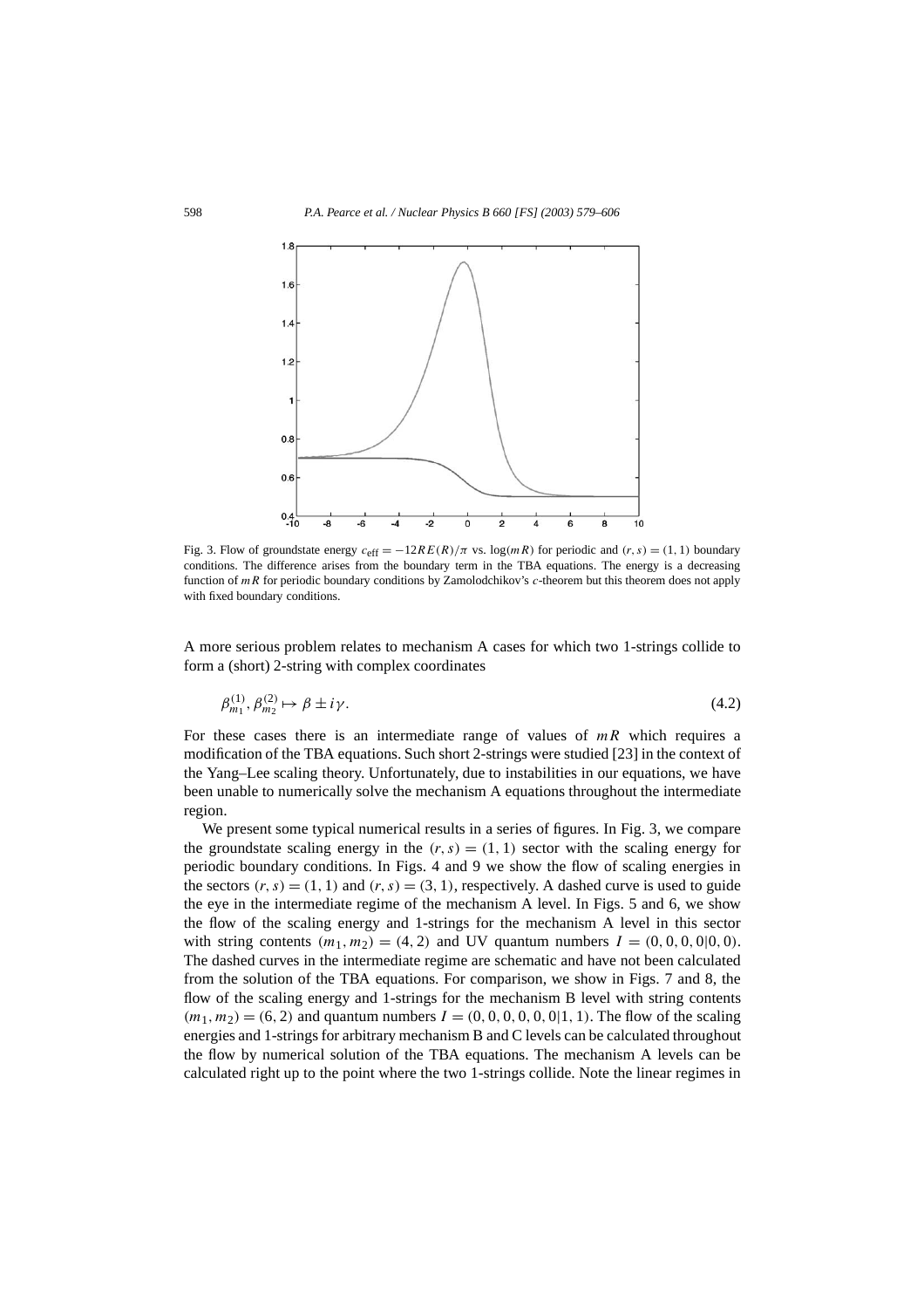Fig. 3. Flow of groundstate energy $c_{\text{eff}} = -12RE(R)/\pi$ vs. $\log(mR)$ for periodic and $(r,s) = (1,1)$ boundary conditions. The difference arises from the boundary term in the TBA equations. The energy is a decreasing function of $mR$ for periodic boundary conditions by Zamolodchikov's $c$-theorem but this theorem does not apply with fixed boundary conditions.

A more serious problem relates to mechanism A cases for which two 1-strings collide to form a (short) 2-string with complex coordinates

$$\beta^{(1)}_{m_1}, \beta^{(2)}_{m_2} \mapsto \beta \pm i\gamma. \tag{4.2}$$

For these cases there is an intermediate range of values of $mR$ which requires a modification of the TBA equations. Such short 2-strings were studied [23] in the context of the Yang–Lee scaling theory. Unfortunately, due to instabilities in our equations, we have been unable to numerically solve the mechanism A equations throughout the intermediate region.

We present some typical numerical results in a series of figures. In Fig. 3, we compare the groundstate scaling energy in the $(r,s) = (1,1)$ sector with the scaling energy for periodic boundary conditions. In Figs. 4 and 9 we show the flow of scaling energies in the sectors $(r,s) = (1,1)$ and $(r,s) = (3,1)$, respectively. A dashed curve is used to guide the eye in the intermediate regime of the mechanism A level. In Figs. 5 and 6, we show the flow of the scaling energy and 1-strings for the mechanism A level in this sector with string contents $(m_1, m_2) = (4,2)$ and UV quantum numbers $I = (0,0,0,0|0,0)$. The dashed curves in the intermediate regime are schematic and have not been calculated from the solution of the TBA equations. For comparison, we show in Figs. 7 and 8, the flow of the scaling energy and 1-strings for the mechanism B level with string contents $(m_1, m_2) = (6,2)$ and quantum numbers $I = (0,0,0,0,0,0|1,1)$. The flow of the scaling energies and 1-strings for arbitrary mechanism B and C levels can be calculated throughout the flow by numerical solution of the TBA equations. The mechanism A levels can be calculated right up to the point where the two 1-strings collide. Note the linear regimes in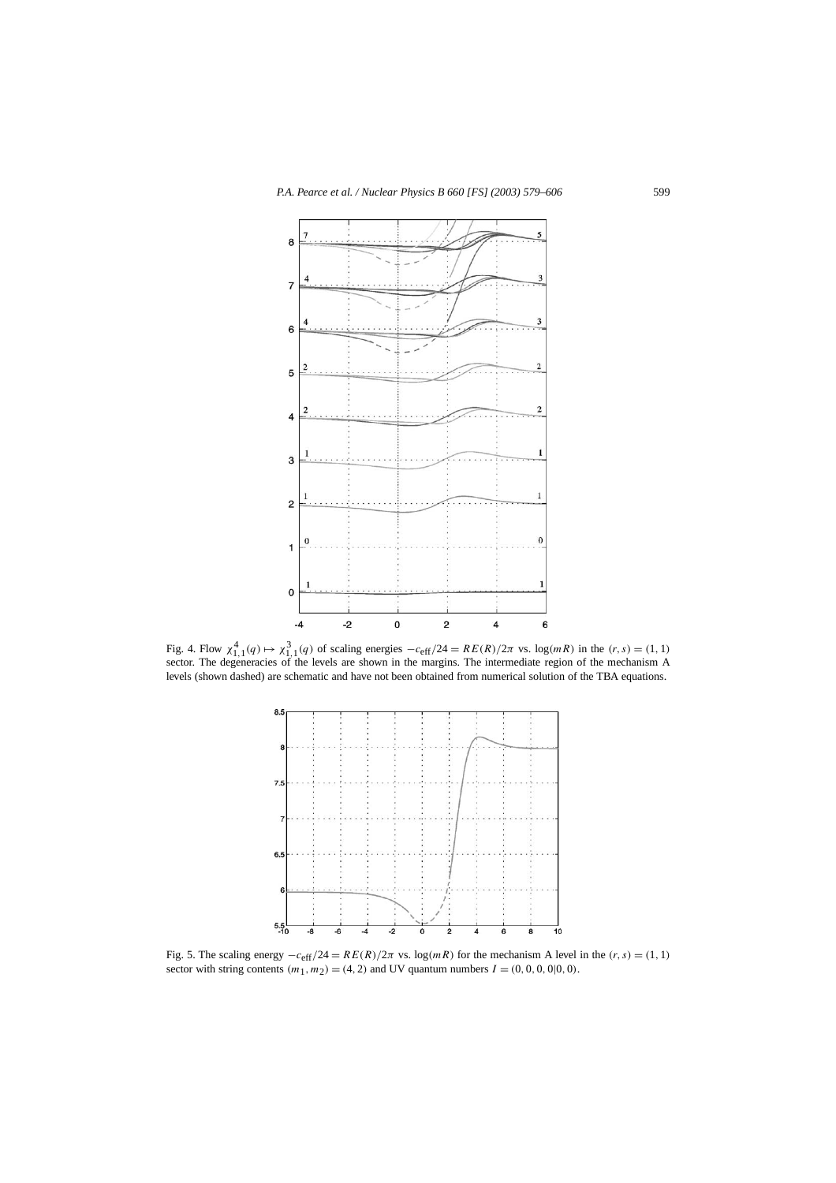Fig. 4. Flow $\chi^4_{1,1}(q) \mapsto \chi^3_{1,1}(q)$ of scaling energies $-c_{\text{eff}}/24 = RE(R)/2\pi$ vs. $\log(mR)$ in the $(r,s) = (1,1)$ sector. The degeneracies of the levels are shown in the margins. The intermediate region of the mechanism A levels (shown dashed) are schematic and have not been obtained from numerical solution of the TBA equations.

Fig. 5. The scaling energy $-c_{\text{eff}}/24 = RE(R)/2\pi$ vs. $\log(mR)$ for the mechanism A level in the $(r,s) = (1,1)$ sector with string contents $(m_1, m_2) = (4,2)$ and UV quantum numbers $I = (0,0,0,0|0,0)$.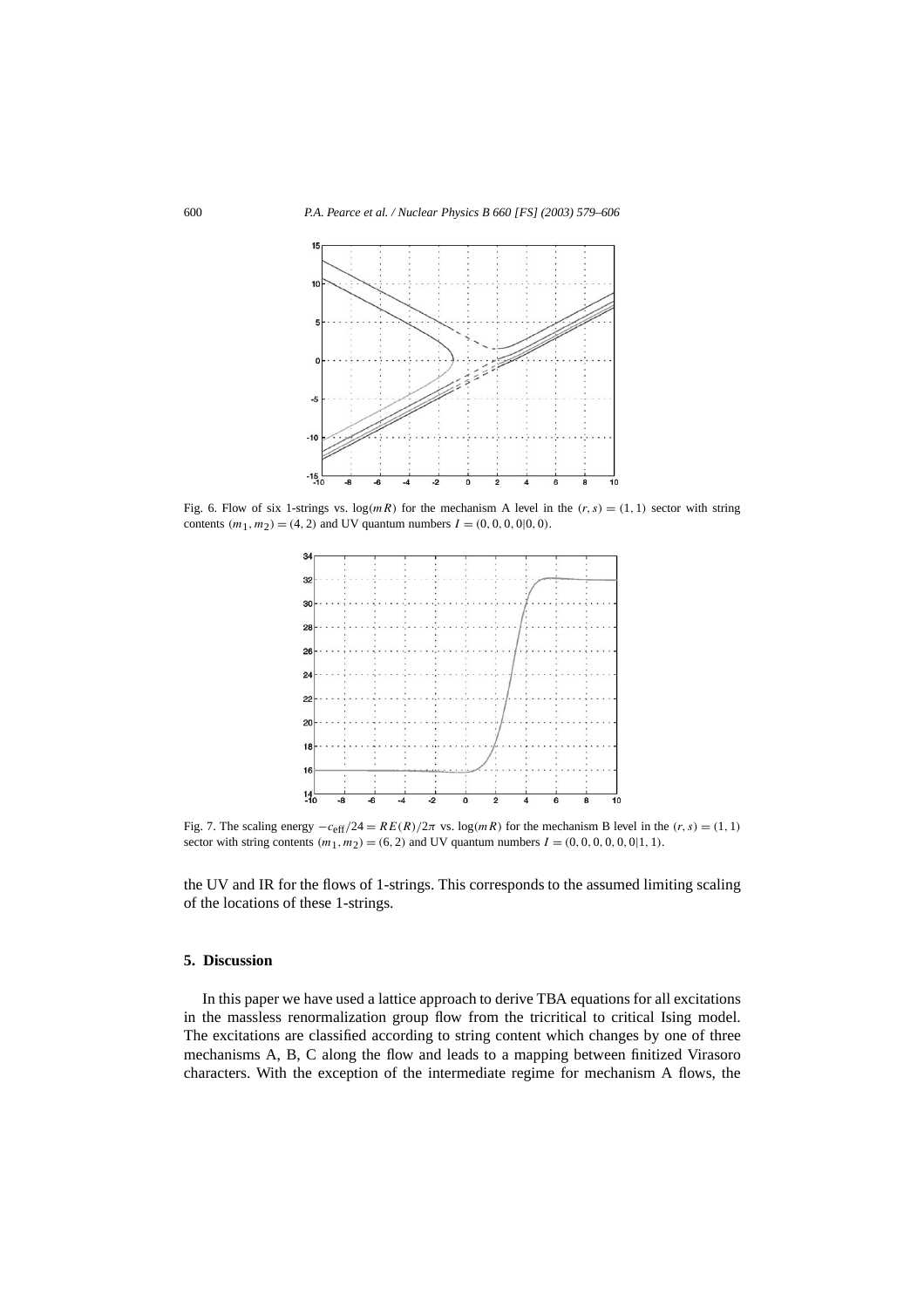Fig. 6. Flow of six 1-strings vs. $\log(mR)$ for the mechanism A level in the $(r,s)=(1,1)$ sector with string contents $(m_1,m_2)=(4,2)$ and UV quantum numbers $I=(0,0,0,0|0,0)$.

Fig. 7. The scaling energy $-c_{\text{eff}}/24 = RE(R)/2\pi$ vs. $\log(mR)$ for the mechanism B level in the $(r,s)=(1,1)$ sector with string contents $(m_1,m_2)=(6,2)$ and UV quantum numbers $I=(0,0,0,0,0,0|1,1)$.

the UV and IR for the flows of 1-strings. This corresponds to the assumed limiting scaling of the locations of these 1-strings.

## 5. Discussion

In this paper we have used a lattice approach to derive TBA equations for all excitations in the massless renormalization group flow from the tricritical to critical Ising model. The excitations are classified according to string content which changes by one of three mechanisms A, B, C along the flow and leads to a mapping between finitized Virasoro characters. With the exception of the intermediate regime for mechanism A flows, the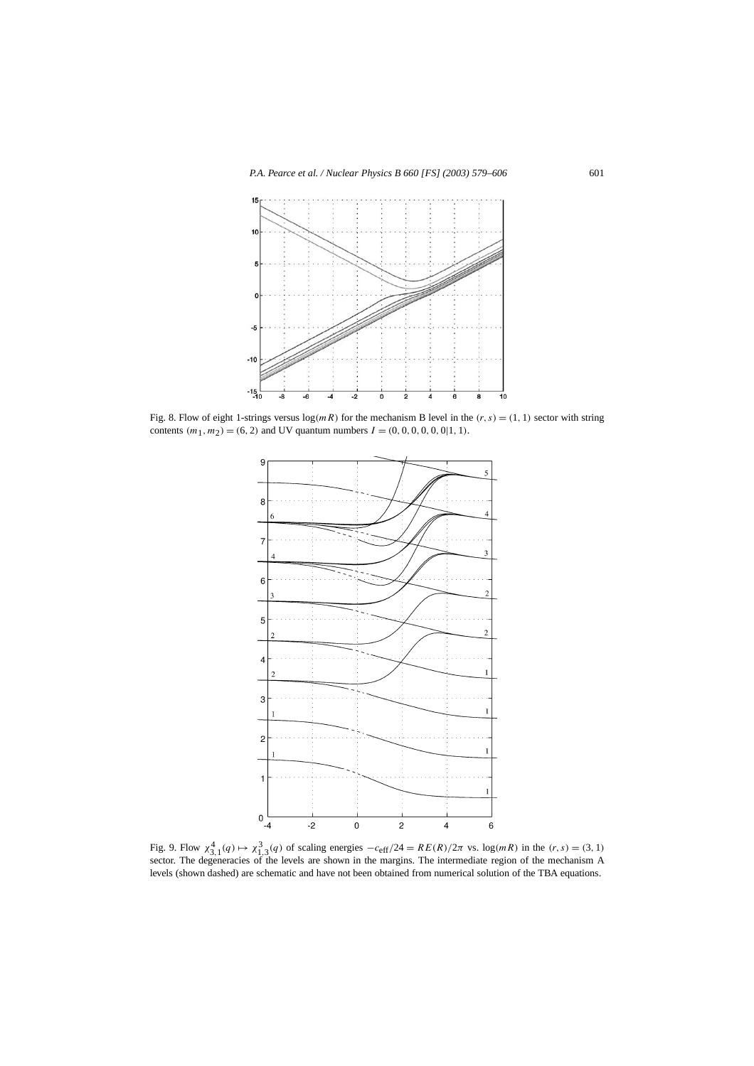Fig. 8. Flow of eight 1-strings versus $\log(mR)$ for the mechanism B level in the $(r, s) = (1, 1)$ sector with string contents $(m_1, m_2) = (6, 2)$ and UV quantum numbers $I = (0, 0, 0, 0, 0, 0|1, 1)$.

Fig. 9. Flow $\chi^4_{3,1}(q) \mapsto \chi^3_{1,3}(q)$ of scaling energies $-c_{\text{eff}}/24 = RE(R)/2\pi$ vs. $\log(mR)$ in the $(r, s) = (3, 1)$ sector. The degeneracies of the levels are shown in the margins. The intermediate region of the mechanism A levels (shown dashed) are schematic and have not been obtained from numerical solution of the TBA equations.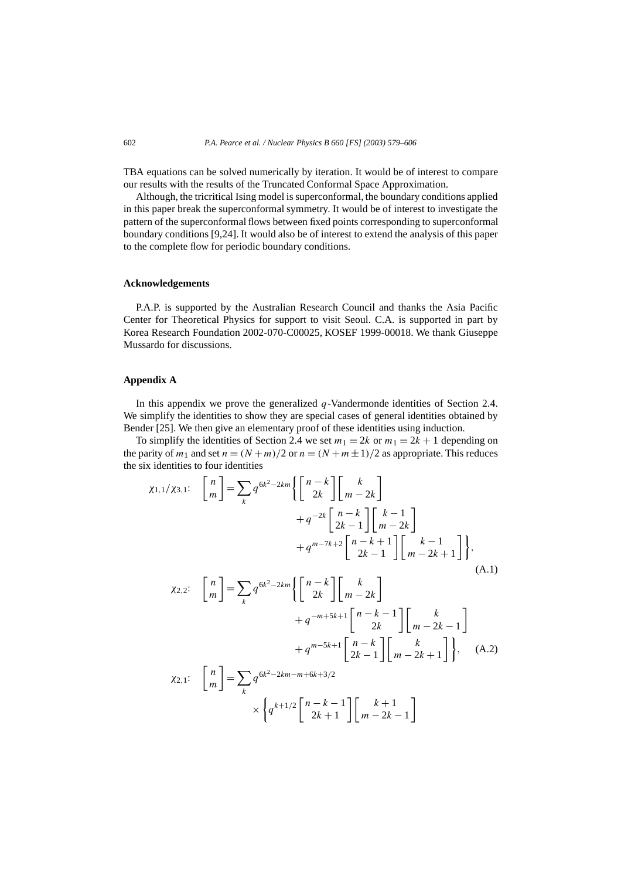TBA equations can be solved numerically by iteration. It would be of interest to compare our results with the results of the Truncated Conformal Space Approximation.

Although, the tricritical Ising model is superconformal, the boundary conditions applied in this paper break the superconformal symmetry. It would be of interest to investigate the pattern of the superconformal flows between fixed points corresponding to superconformal boundary conditions [9,24]. It would also be of interest to extend the analysis of this paper to the complete flow for periodic boundary conditions.

## Acknowledgements

P.A.P. is supported by the Australian Research Council and thanks the Asia Pacific Center for Theoretical Physics for support to visit Seoul. C.A. is supported in part by Korea Research Foundation 2002-070-C00025, KOSEF 1999-00018. We thank Giuseppe Mussardo for discussions.

## Appendix A

In this appendix we prove the generalized $q$-Vandermonde identities of Section 2.4. We simplify the identities to show they are special cases of general identities obtained by Bender [25]. We then give an elementary proof of these identities using induction.

To simplify the identities of Section 2.4 we set $m_1 = 2k$ or $m_1 = 2k+1$ depending on the parity of $m_1$ and set $n = (N+m)/2$ or $n = (N+m\pm 1)/2$ as appropriate. This reduces the six identities to four identities

$$
\chi_{1,1}/\chi_{3,1}: \quad \begin{bmatrix} n \\ m \end{bmatrix} = \sum_k q^{6k^2-2km} \left\{ \begin{bmatrix} n-k \\ 2k \end{bmatrix} \begin{bmatrix} k \\ m-2k \end{bmatrix} + q^{-2k} \begin{bmatrix} n-k \\ 2k-1 \end{bmatrix} \begin{bmatrix} k-1 \\ m-2k \end{bmatrix} + q^{m-7k+2} \begin{bmatrix} n-k+1 \\ 2k-1 \end{bmatrix} \begin{bmatrix} k-1 \\ m-2k+1 \end{bmatrix} \right\}, \tag{A.1}
$$

$$
\chi_{2,2}: \quad \begin{bmatrix} n \\ m \end{bmatrix} = \sum_k q^{6k^2-2km} \left\{ \begin{bmatrix} n-k \\ 2k \end{bmatrix} \begin{bmatrix} k \\ m-2k \end{bmatrix} + q^{-m+5k+1} \begin{bmatrix} n-k-1 \\ 2k \end{bmatrix} \begin{bmatrix} k \\ m-2k-1 \end{bmatrix} + q^{m-5k+1} \begin{bmatrix} n-k \\ 2k-1 \end{bmatrix} \begin{bmatrix} k \\ m-2k+1 \end{bmatrix} \right\}, \tag{A.2}
$$

$$
\chi_{2,1}: \quad \begin{bmatrix} n \\ m \end{bmatrix} = \sum_k q^{6k^2-2km-m+6k+3/2} \times \left\{ q^{k+1/2} \begin{bmatrix} n-k-1 \\ 2k+1 \end{bmatrix} \begin{bmatrix} k+1 \\ m-2k-1 \end{bmatrix} \right.
$$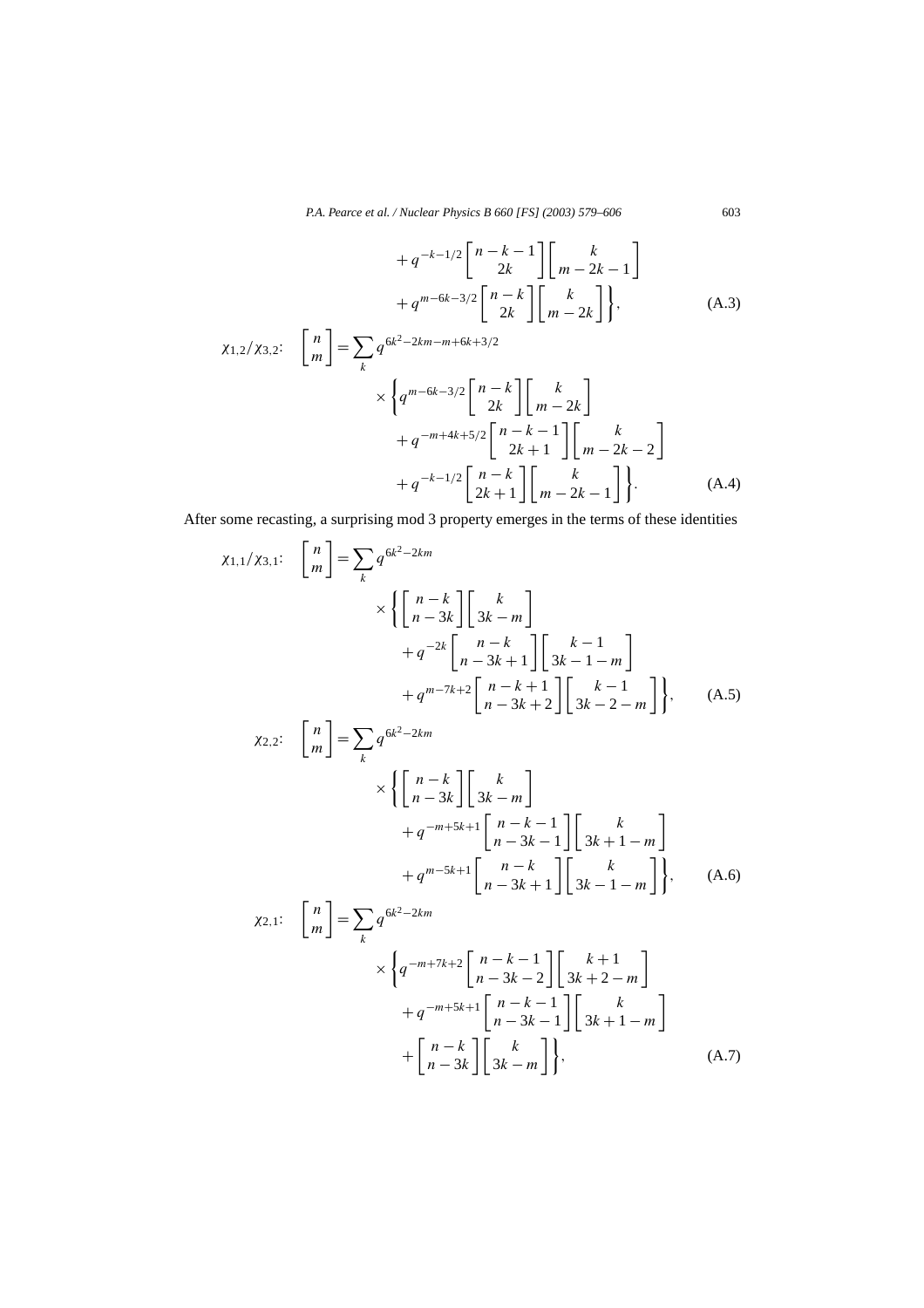$$+ q^{-k-1/2} \begin{bmatrix} n-k-1 \\ 2k \end{bmatrix} \begin{bmatrix} k \\ m-2k-1 \end{bmatrix}$$

$$+ q^{m-6k-3/2} \begin{bmatrix} n-k \\ 2k \end{bmatrix} \begin{bmatrix} k \\ m-2k \end{bmatrix} \Bigg\}, \tag{A.3}$$

$$\chi_{1,2}/\chi_{3,2}: \quad \begin{bmatrix} n \\ m \end{bmatrix} = \sum_k q^{6k^2-2km-m+6k+3/2}$$

$$\times \Bigg\{ q^{m-6k-3/2} \begin{bmatrix} n-k \\ 2k \end{bmatrix} \begin{bmatrix} k \\ m-2k \end{bmatrix}$$

$$+ q^{-m+4k+5/2} \begin{bmatrix} n-k-1 \\ 2k+1 \end{bmatrix} \begin{bmatrix} k \\ m-2k-2 \end{bmatrix}$$

$$+ q^{-k-1/2} \begin{bmatrix} n-k \\ 2k+1 \end{bmatrix} \begin{bmatrix} k \\ m-2k-1 \end{bmatrix} \Bigg\}. \tag{A.4}$$

After some recasting, a surprising mod 3 property emerges in the terms of these identities

$$\chi_{1,1}/\chi_{3,1}: \quad \begin{bmatrix} n \\ m \end{bmatrix} = \sum_k q^{6k^2-2km}$$

$$\times \Bigg\{ \begin{bmatrix} n-k \\ n-3k \end{bmatrix} \begin{bmatrix} k \\ 3k-m \end{bmatrix}$$

$$+ q^{-2k} \begin{bmatrix} n-k \\ n-3k+1 \end{bmatrix} \begin{bmatrix} k-1 \\ 3k-1-m \end{bmatrix}$$

$$+ q^{m-7k+2} \begin{bmatrix} n-k+1 \\ n-3k+2 \end{bmatrix} \begin{bmatrix} k-1 \\ 3k-2-m \end{bmatrix} \Bigg\}, \tag{A.5}$$

$$\chi_{2,2}: \quad \begin{bmatrix} n \\ m \end{bmatrix} = \sum_k q^{6k^2-2km}$$

$$\times \Bigg\{ \begin{bmatrix} n-k \\ n-3k \end{bmatrix} \begin{bmatrix} k \\ 3k-m \end{bmatrix}$$

$$+ q^{-m+5k+1} \begin{bmatrix} n-k-1 \\ n-3k-1 \end{bmatrix} \begin{bmatrix} k \\ 3k+1-m \end{bmatrix}$$

$$+ q^{m-5k+1} \begin{bmatrix} n-k \\ n-3k+1 \end{bmatrix} \begin{bmatrix} k \\ 3k-1-m \end{bmatrix} \Bigg\}, \tag{A.6}$$

$$\chi_{2,1}: \quad \begin{bmatrix} n \\ m \end{bmatrix} = \sum_k q^{6k^2-2km}$$

$$\times \Bigg\{ q^{-m+7k+2} \begin{bmatrix} n-k-1 \\ n-3k-2 \end{bmatrix} \begin{bmatrix} k+1 \\ 3k+2-m \end{bmatrix}$$

$$+ q^{-m+5k+1} \begin{bmatrix} n-k-1 \\ n-3k-1 \end{bmatrix} \begin{bmatrix} k \\ 3k+1-m \end{bmatrix}$$

$$+ \begin{bmatrix} n-k \\ n-3k \end{bmatrix} \begin{bmatrix} k \\ 3k-m \end{bmatrix} \Bigg\}, \tag{A.7}$$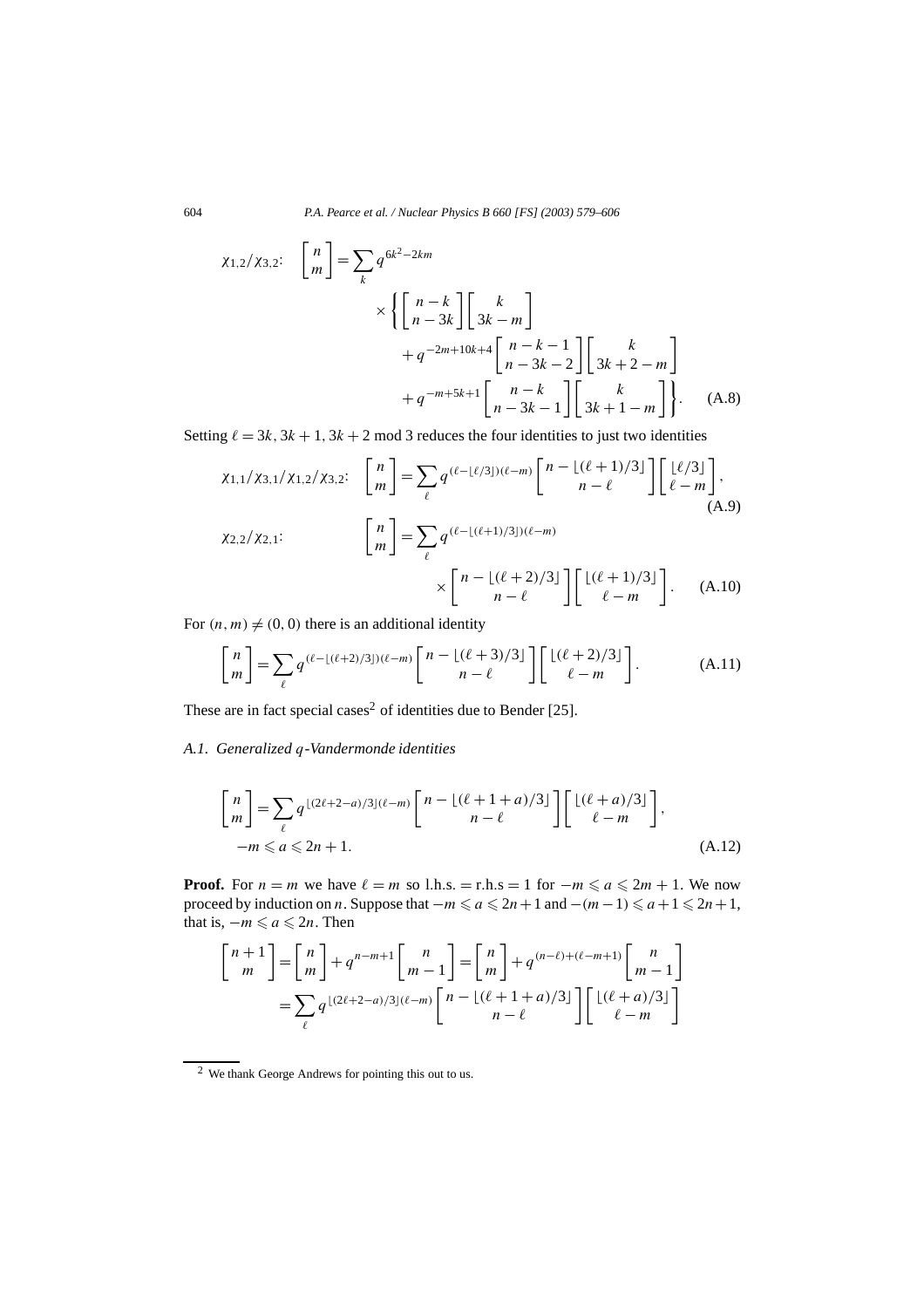$$\chi_{1,2}/\chi_{3,2}\!: \quad \begin{bmatrix} n \\ m \end{bmatrix} = \sum_k q^{6k^2-2km} \times \left\{ \begin{bmatrix} n-k \\ n-3k \end{bmatrix} \begin{bmatrix} k \\ 3k-m \end{bmatrix} + q^{-2m+10k+4} \begin{bmatrix} n-k-1 \\ n-3k-2 \end{bmatrix} \begin{bmatrix} k \\ 3k+2-m \end{bmatrix} + q^{-m+5k+1} \begin{bmatrix} n-k \\ n-3k-1 \end{bmatrix} \begin{bmatrix} k \\ 3k+1-m \end{bmatrix} \right\}. \tag{A.8}$$

Setting $\ell = 3k, 3k+1, 3k+2 \bmod 3$ reduces the four identities to just two identities

$$\chi_{1,1}/\chi_{3,1}/\chi_{1,2}/\chi_{3,2}\!: \quad \begin{bmatrix} n \\ m \end{bmatrix} = \sum_\ell q^{(\ell - \lfloor \ell/3 \rfloor)(\ell - m)} \begin{bmatrix} n - \lfloor (\ell+1)/3 \rfloor \\ n - \ell \end{bmatrix} \begin{bmatrix} \lfloor \ell/3 \rfloor \\ \ell - m \end{bmatrix}, \tag{A.9}$$

$$\chi_{2,2}/\chi_{2,1}\!: \quad \begin{bmatrix} n \\ m \end{bmatrix} = \sum_\ell q^{(\ell - \lfloor (\ell+1)/3 \rfloor)(\ell - m)} \times \begin{bmatrix} n - \lfloor (\ell+2)/3 \rfloor \\ n - \ell \end{bmatrix} \begin{bmatrix} \lfloor (\ell+1)/3 \rfloor \\ \ell - m \end{bmatrix}. \tag{A.10}$$

For $(n,m) \neq (0,0)$ there is an additional identity

$$\begin{bmatrix} n \\ m \end{bmatrix} = \sum_\ell q^{(\ell - \lfloor (\ell+2)/3 \rfloor)(\ell - m)} \begin{bmatrix} n - \lfloor (\ell+3)/3 \rfloor \\ n - \ell \end{bmatrix} \begin{bmatrix} \lfloor (\ell+2)/3 \rfloor \\ \ell - m \end{bmatrix}. \tag{A.11}$$

These are in fact special cases[2] of identities due to Bender [25].

### A.1. Generalized $q$-Vandermonde identities

$$\begin{bmatrix} n \\ m \end{bmatrix} = \sum_\ell q^{\lfloor (2\ell+2-a)/3 \rfloor (\ell - m)} \begin{bmatrix} n - \lfloor (\ell+1+a)/3 \rfloor \\ n - \ell \end{bmatrix} \begin{bmatrix} \lfloor (\ell+a)/3 \rfloor \\ \ell - m \end{bmatrix}, \quad -m \leqslant a \leqslant 2n+1. \tag{A.12}$$

**Proof.** For $n = m$ we have $\ell = m$ so l.h.s. = r.h.s = 1 for $-m \leqslant a \leqslant 2m+1$. We now proceed by induction on $n$. Suppose that $-m \leqslant a \leqslant 2n+1$ and $-(m-1) \leqslant a+1 \leqslant 2n+1$, that is, $-m \leqslant a \leqslant 2n$. Then

$$\begin{bmatrix} n+1 \\ m \end{bmatrix} = \begin{bmatrix} n \\ m \end{bmatrix} + q^{n-m+1} \begin{bmatrix} n \\ m-1 \end{bmatrix} = \begin{bmatrix} n \\ m \end{bmatrix} + q^{(n-\ell)+(\ell-m+1)} \begin{bmatrix} n \\ m-1 \end{bmatrix}$$
$$= \sum_\ell q^{\lfloor (2\ell+2-a)/3 \rfloor (\ell - m)} \begin{bmatrix} n - \lfloor (\ell+1+a)/3 \rfloor \\ n - \ell \end{bmatrix} \begin{bmatrix} \lfloor (\ell+a)/3 \rfloor \\ \ell - m \end{bmatrix}$$

[2] We thank George Andrews for pointing this out to us.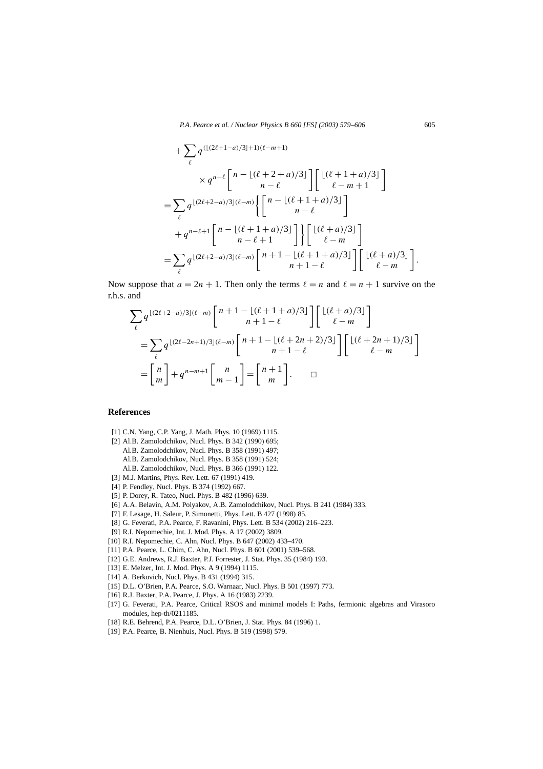$$
\begin{aligned}
&+\sum_{\ell} q^{(\lfloor(2\ell+1-a)/3\rfloor+1)(\ell-m+1)} \\
&\qquad \times q^{n-\ell} \begin{bmatrix} n-\lfloor(\ell+2+a)/3\rfloor \\ n-\ell \end{bmatrix} \begin{bmatrix} \lfloor(\ell+1+a)/3\rfloor \\ \ell-m+1 \end{bmatrix} \\
&= \sum_{\ell} q^{\lfloor(2\ell+2-a)/3\rfloor(\ell-m)} \left\{ \begin{bmatrix} n-\lfloor(\ell+1+a)/3\rfloor \\ n-\ell \end{bmatrix} \right. \\
&\qquad \left. + q^{n-\ell+1} \begin{bmatrix} n-\lfloor(\ell+1+a)/3\rfloor \\ n-\ell+1 \end{bmatrix} \right\} \begin{bmatrix} \lfloor(\ell+a)/3\rfloor \\ \ell-m \end{bmatrix} \\
&= \sum_{\ell} q^{\lfloor(2\ell+2-a)/3\rfloor(\ell-m)} \begin{bmatrix} n+1-\lfloor(\ell+1+a)/3\rfloor \\ n+1-\ell \end{bmatrix} \begin{bmatrix} \lfloor(\ell+a)/3\rfloor \\ \ell-m \end{bmatrix}.
\end{aligned}
$$

Now suppose that $a = 2n+1$. Then only the terms $\ell = n$ and $\ell = n+1$ survive on the r.h.s. and

$$
\begin{aligned}
&\sum_{\ell} q^{\lfloor(2\ell+2-a)/3\rfloor(\ell-m)} \begin{bmatrix} n+1-\lfloor(\ell+1+a)/3\rfloor \\ n+1-\ell \end{bmatrix} \begin{bmatrix} \lfloor(\ell+a)/3\rfloor \\ \ell-m \end{bmatrix} \\
&\quad = \sum_{\ell} q^{\lfloor(2\ell-2n+1)/3\rfloor(\ell-m)} \begin{bmatrix} n+1-\lfloor(\ell+2n+2)/3\rfloor \\ n+1-\ell \end{bmatrix} \begin{bmatrix} \lfloor(\ell+2n+1)/3\rfloor \\ \ell-m \end{bmatrix} \\
&\quad = \begin{bmatrix} n \\ m \end{bmatrix} + q^{n-m+1} \begin{bmatrix} n \\ m-1 \end{bmatrix} = \begin{bmatrix} n+1 \\ m \end{bmatrix}. \qquad \square
\end{aligned}
$$

## References

[1] C.N. Yang, C.P. Yang, J. Math. Phys. 10 (1969) 1115.

[2] Al.B. Zamolodchikov, Nucl. Phys. B 342 (1990) 695;
Al.B. Zamolodchikov, Nucl. Phys. B 358 (1991) 497;
Al.B. Zamolodchikov, Nucl. Phys. B 358 (1991) 524;
Al.B. Zamolodchikov, Nucl. Phys. B 366 (1991) 122.

[3] M.J. Martins, Phys. Rev. Lett. 67 (1991) 419.

[4] P. Fendley, Nucl. Phys. B 374 (1992) 667.

[5] P. Dorey, R. Tateo, Nucl. Phys. B 482 (1996) 639.

[6] A.A. Belavin, A.M. Polyakov, A.B. Zamolodchikov, Nucl. Phys. B 241 (1984) 333.

[7] F. Lesage, H. Saleur, P. Simonetti, Phys. Lett. B 427 (1998) 85.

[8] G. Feverati, P.A. Pearce, F. Ravanini, Phys. Lett. B 534 (2002) 216–223.

[9] R.I. Nepomechie, Int. J. Mod. Phys. A 17 (2002) 3809.

[10] R.I. Nepomechie, C. Ahn, Nucl. Phys. B 647 (2002) 433–470.

[11] P.A. Pearce, L. Chim, C. Ahn, Nucl. Phys. B 601 (2001) 539–568.

[12] G.E. Andrews, R.J. Baxter, P.J. Forrester, J. Stat. Phys. 35 (1984) 193.

[13] E. Melzer, Int. J. Mod. Phys. A 9 (1994) 1115.

[14] A. Berkovich, Nucl. Phys. B 431 (1994) 315.

[15] D.L. O'Brien, P.A. Pearce, S.O. Warnaar, Nucl. Phys. B 501 (1997) 773.

[16] R.J. Baxter, P.A. Pearce, J. Phys. A 16 (1983) 2239.

[17] G. Feverati, P.A. Pearce, Critical RSOS and minimal models I: Paths, fermionic algebras and Virasoro modules, hep-th/0211185.

[18] R.E. Behrend, P.A. Pearce, D.L. O'Brien, J. Stat. Phys. 84 (1996) 1.

[19] P.A. Pearce, B. Nienhuis, Nucl. Phys. B 519 (1998) 579.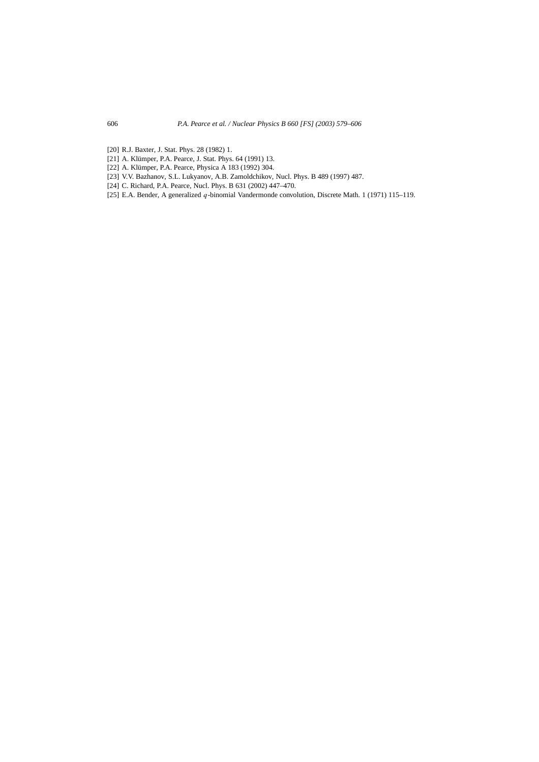[20] R.J. Baxter, J. Stat. Phys. 28 (1982) 1.
[21] A. Klümper, P.A. Pearce, J. Stat. Phys. 64 (1991) 13.
[22] A. Klümper, P.A. Pearce, Physica A 183 (1992) 304.
[23] V.V. Bazhanov, S.L. Lukyanov, A.B. Zamoldchikov, Nucl. Phys. B 489 (1997) 487.
[24] C. Richard, P.A. Pearce, Nucl. Phys. B 631 (2002) 447–470.
[25] E.A. Bender, A generalized $q$-binomial Vandermonde convolution, Discrete Math. 1 (1971) 115–119.